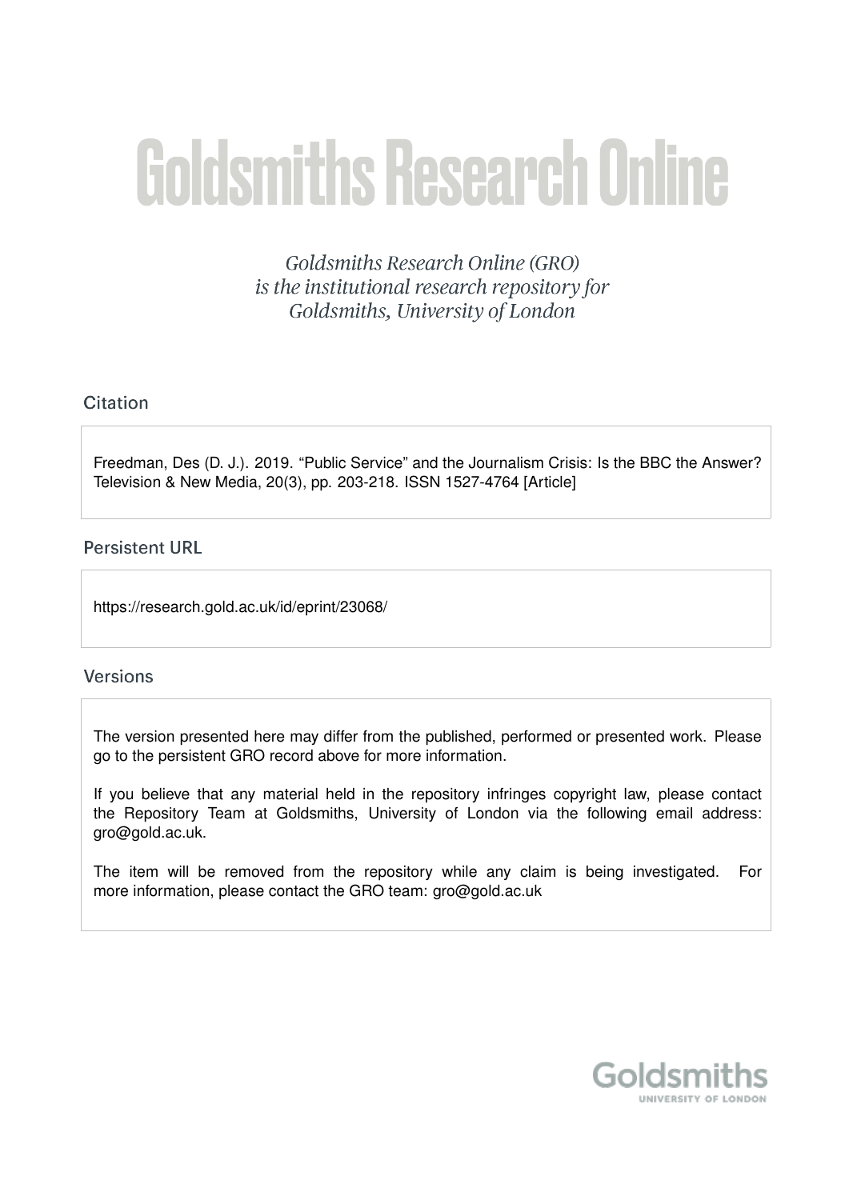# Goldsmiths Research Online

*Goldsmiths Research Online (GRO) is the institutional research repository for Goldsmiths, University of London*

## Citation

Freedman, Des (D. J.). 2019. “Public Service” and the Journalism Crisis: Is the BBC the Answer? Television & New Media, 20(3), pp. 203-218. ISSN 1527-4764 [Article]

## Persistent URL

https://research.gold.ac.uk/id/eprint/23068/

## Versions

The version presented here may differ from the published, performed or presented work. Please go to the persistent GRO record above for more information.

If you believe that any material held in the repository infringes copyright law, please contact the Repository Team at Goldsmiths, University of London via the following email address: gro@gold.ac.uk.

The item will be removed from the repository while any claim is being investigated. For more information, please contact the GRO team: gro@gold.ac.uk

Goldsmiths
UNIVERSITY OF LONDON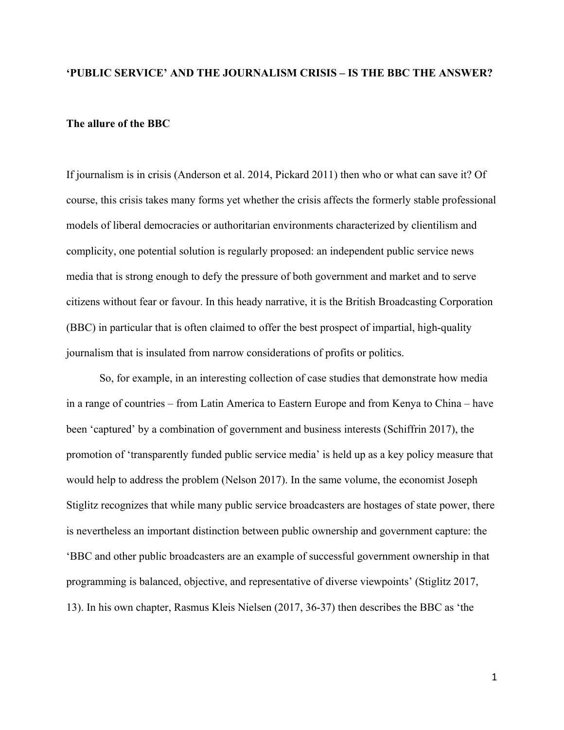**'PUBLIC SERVICE' AND THE JOURNALISM CRISIS – IS THE BBC THE ANSWER?**

**The allure of the BBC**

If journalism is in crisis (Anderson et al. 2014, Pickard 2011) then who or what can save it? Of course, this crisis takes many forms yet whether the crisis affects the formerly stable professional models of liberal democracies or authoritarian environments characterized by clientilism and complicity, one potential solution is regularly proposed: an independent public service news media that is strong enough to defy the pressure of both government and market and to serve citizens without fear or favour. In this heady narrative, it is the British Broadcasting Corporation (BBC) in particular that is often claimed to offer the best prospect of impartial, high-quality journalism that is insulated from narrow considerations of profits or politics.

So, for example, in an interesting collection of case studies that demonstrate how media in a range of countries – from Latin America to Eastern Europe and from Kenya to China – have been 'captured' by a combination of government and business interests (Schiffrin 2017), the promotion of 'transparently funded public service media' is held up as a key policy measure that would help to address the problem (Nelson 2017). In the same volume, the economist Joseph Stiglitz recognizes that while many public service broadcasters are hostages of state power, there is nevertheless an important distinction between public ownership and government capture: the 'BBC and other public broadcasters are an example of successful government ownership in that programming is balanced, objective, and representative of diverse viewpoints' (Stiglitz 2017, 13). In his own chapter, Rasmus Kleis Nielsen (2017, 36-37) then describes the BBC as 'the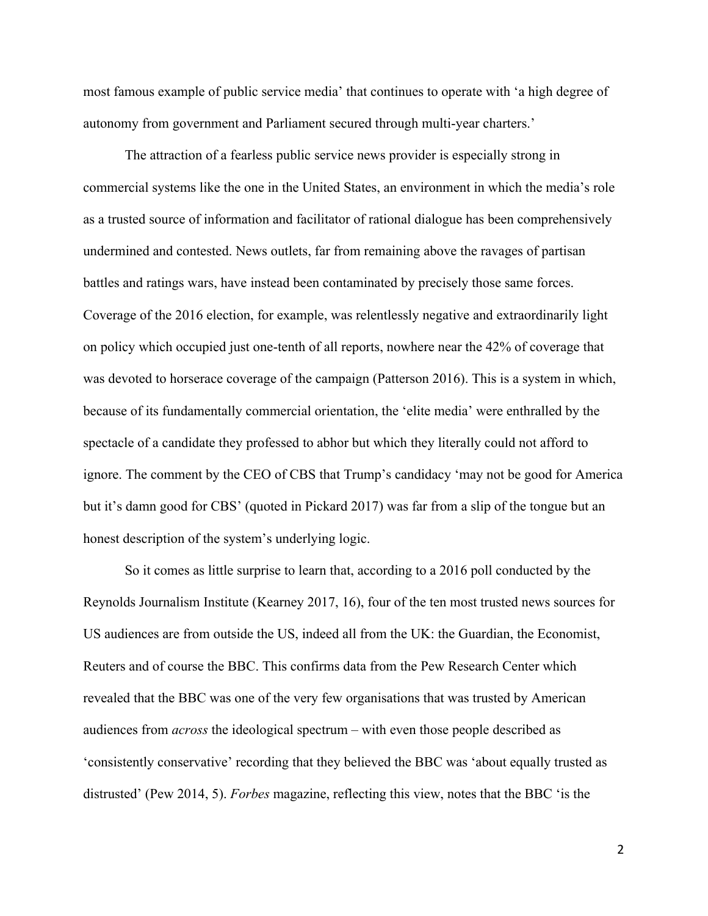most famous example of public service media' that continues to operate with 'a high degree of autonomy from government and Parliament secured through multi-year charters.'

The attraction of a fearless public service news provider is especially strong in commercial systems like the one in the United States, an environment in which the media's role as a trusted source of information and facilitator of rational dialogue has been comprehensively undermined and contested. News outlets, far from remaining above the ravages of partisan battles and ratings wars, have instead been contaminated by precisely those same forces. Coverage of the 2016 election, for example, was relentlessly negative and extraordinarily light on policy which occupied just one-tenth of all reports, nowhere near the 42% of coverage that was devoted to horserace coverage of the campaign (Patterson 2016). This is a system in which, because of its fundamentally commercial orientation, the 'elite media' were enthralled by the spectacle of a candidate they professed to abhor but which they literally could not afford to ignore. The comment by the CEO of CBS that Trump's candidacy 'may not be good for America but it's damn good for CBS' (quoted in Pickard 2017) was far from a slip of the tongue but an honest description of the system's underlying logic.

So it comes as little surprise to learn that, according to a 2016 poll conducted by the Reynolds Journalism Institute (Kearney 2017, 16), four of the ten most trusted news sources for US audiences are from outside the US, indeed all from the UK: the Guardian, the Economist, Reuters and of course the BBC. This confirms data from the Pew Research Center which revealed that the BBC was one of the very few organisations that was trusted by American audiences from *across* the ideological spectrum – with even those people described as 'consistently conservative' recording that they believed the BBC was 'about equally trusted as distrusted' (Pew 2014, 5). *Forbes* magazine, reflecting this view, notes that the BBC 'is the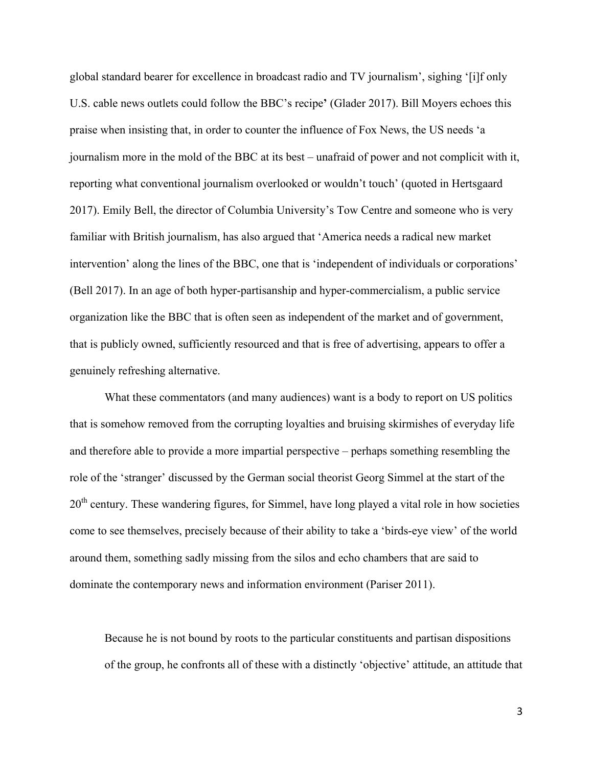global standard bearer for excellence in broadcast radio and TV journalism', sighing '[i]f only U.S. cable news outlets could follow the BBC's recipe' (Glader 2017). Bill Moyers echoes this praise when insisting that, in order to counter the influence of Fox News, the US needs 'a journalism more in the mold of the BBC at its best – unafraid of power and not complicit with it, reporting what conventional journalism overlooked or wouldn't touch' (quoted in Hertsgaard 2017). Emily Bell, the director of Columbia University's Tow Centre and someone who is very familiar with British journalism, has also argued that 'America needs a radical new market intervention' along the lines of the BBC, one that is 'independent of individuals or corporations' (Bell 2017). In an age of both hyper-partisanship and hyper-commercialism, a public service organization like the BBC that is often seen as independent of the market and of government, that is publicly owned, sufficiently resourced and that is free of advertising, appears to offer a genuinely refreshing alternative.

What these commentators (and many audiences) want is a body to report on US politics that is somehow removed from the corrupting loyalties and bruising skirmishes of everyday life and therefore able to provide a more impartial perspective – perhaps something resembling the role of the 'stranger' discussed by the German social theorist Georg Simmel at the start of the 20th century. These wandering figures, for Simmel, have long played a vital role in how societies come to see themselves, precisely because of their ability to take a 'birds-eye view' of the world around them, something sadly missing from the silos and echo chambers that are said to dominate the contemporary news and information environment (Pariser 2011).

> Because he is not bound by roots to the particular constituents and partisan dispositions of the group, he confronts all of these with a distinctly 'objective' attitude, an attitude that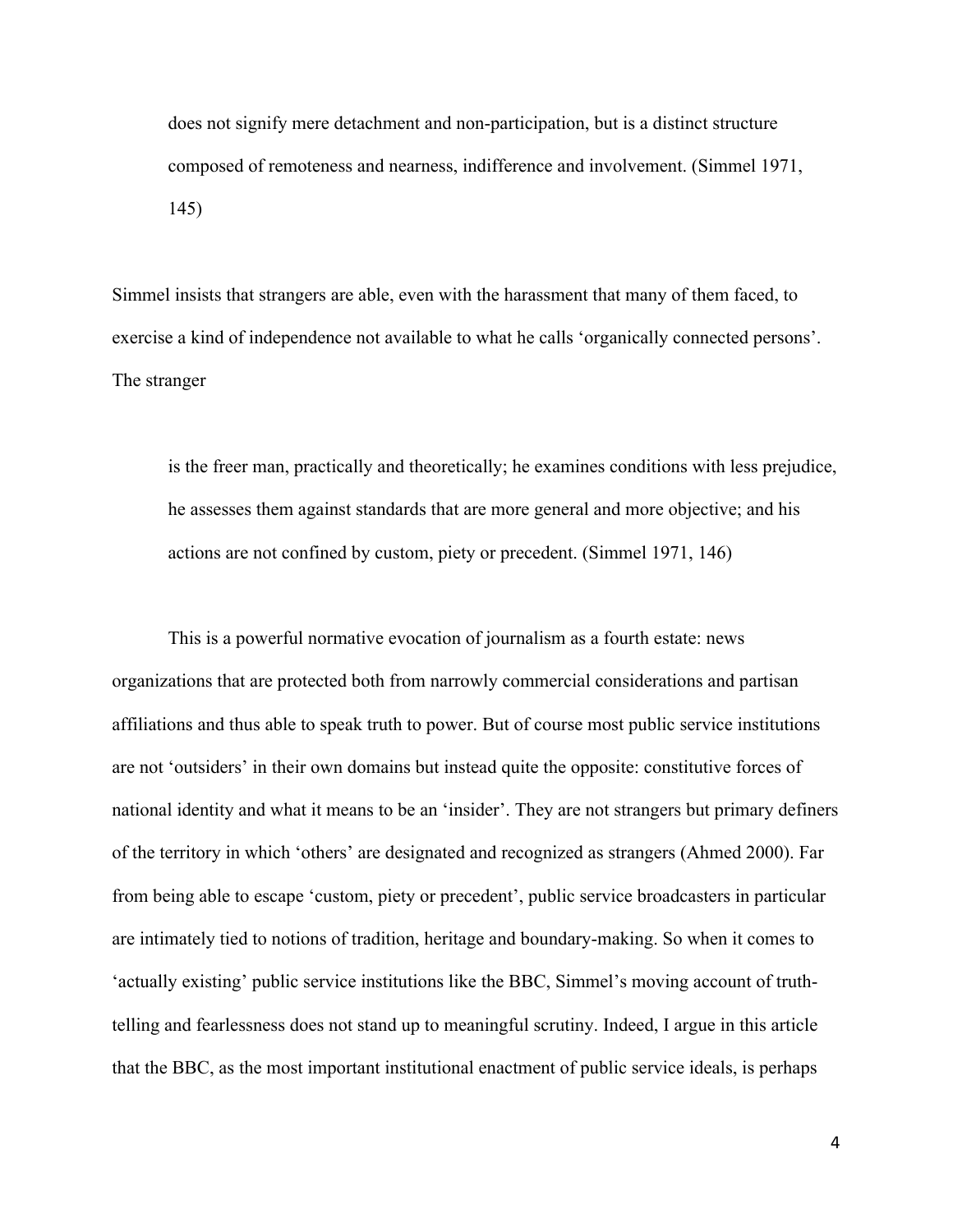> does not signify mere detachment and non-participation, but is a distinct structure composed of remoteness and nearness, indifference and involvement. (Simmel 1971, 145)

Simmel insists that strangers are able, even with the harassment that many of them faced, to exercise a kind of independence not available to what he calls 'organically connected persons'. The stranger

> is the freer man, practically and theoretically; he examines conditions with less prejudice, he assesses them against standards that are more general and more objective; and his actions are not confined by custom, piety or precedent. (Simmel 1971, 146)

This is a powerful normative evocation of journalism as a fourth estate: news organizations that are protected both from narrowly commercial considerations and partisan affiliations and thus able to speak truth to power. But of course most public service institutions are not 'outsiders' in their own domains but instead quite the opposite: constitutive forces of national identity and what it means to be an 'insider'. They are not strangers but primary definers of the territory in which 'others' are designated and recognized as strangers (Ahmed 2000). Far from being able to escape 'custom, piety or precedent', public service broadcasters in particular are intimately tied to notions of tradition, heritage and boundary-making. So when it comes to 'actually existing' public service institutions like the BBC, Simmel's moving account of truth-telling and fearlessness does not stand up to meaningful scrutiny. Indeed, I argue in this article that the BBC, as the most important institutional enactment of public service ideals, is perhaps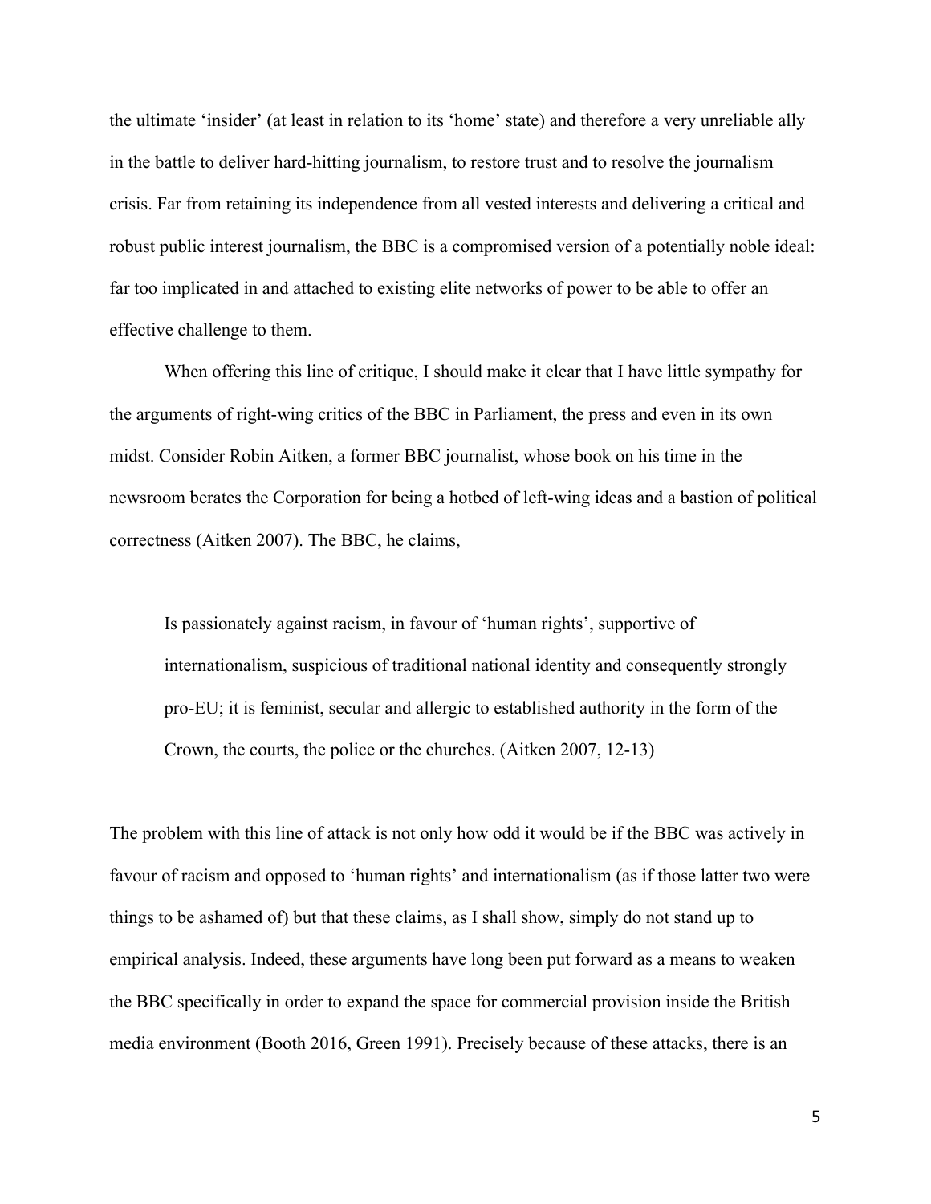the ultimate 'insider' (at least in relation to its 'home' state) and therefore a very unreliable ally in the battle to deliver hard-hitting journalism, to restore trust and to resolve the journalism crisis. Far from retaining its independence from all vested interests and delivering a critical and robust public interest journalism, the BBC is a compromised version of a potentially noble ideal: far too implicated in and attached to existing elite networks of power to be able to offer an effective challenge to them.

When offering this line of critique, I should make it clear that I have little sympathy for the arguments of right-wing critics of the BBC in Parliament, the press and even in its own midst. Consider Robin Aitken, a former BBC journalist, whose book on his time in the newsroom berates the Corporation for being a hotbed of left-wing ideas and a bastion of political correctness (Aitken 2007). The BBC, he claims,

> Is passionately against racism, in favour of 'human rights', supportive of internationalism, suspicious of traditional national identity and consequently strongly pro-EU; it is feminist, secular and allergic to established authority in the form of the Crown, the courts, the police or the churches. (Aitken 2007, 12-13)

The problem with this line of attack is not only how odd it would be if the BBC was actively in favour of racism and opposed to 'human rights' and internationalism (as if those latter two were things to be ashamed of) but that these claims, as I shall show, simply do not stand up to empirical analysis. Indeed, these arguments have long been put forward as a means to weaken the BBC specifically in order to expand the space for commercial provision inside the British media environment (Booth 2016, Green 1991). Precisely because of these attacks, there is an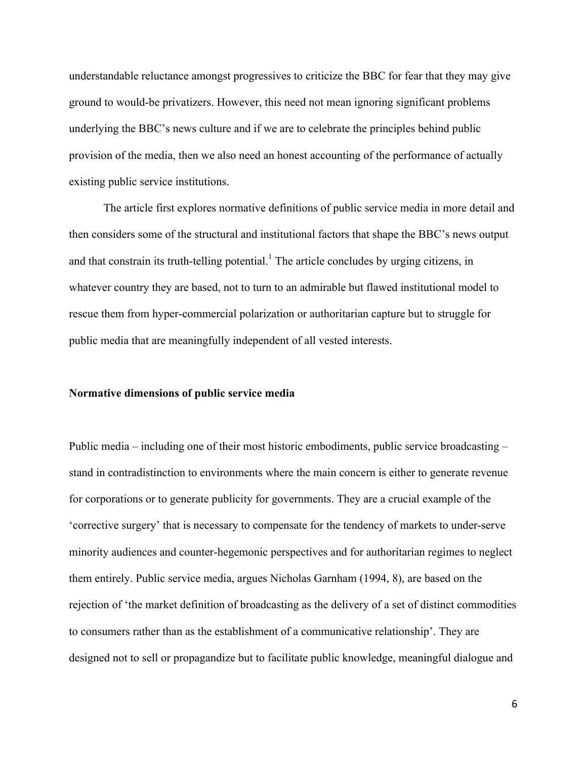understandable reluctance amongst progressives to criticize the BBC for fear that they may give ground to would-be privatizers. However, this need not mean ignoring significant problems underlying the BBC's news culture and if we are to celebrate the principles behind public provision of the media, then we also need an honest accounting of the performance of actually existing public service institutions.

The article first explores normative definitions of public service media in more detail and then considers some of the structural and institutional factors that shape the BBC's news output and that constrain its truth-telling potential.[1] The article concludes by urging citizens, in whatever country they are based, not to turn to an admirable but flawed institutional model to rescue them from hyper-commercial polarization or authoritarian capture but to struggle for public media that are meaningfully independent of all vested interests.

## Normative dimensions of public service media

Public media – including one of their most historic embodiments, public service broadcasting – stand in contradistinction to environments where the main concern is either to generate revenue for corporations or to generate publicity for governments. They are a crucial example of the 'corrective surgery' that is necessary to compensate for the tendency of markets to under-serve minority audiences and counter-hegemonic perspectives and for authoritarian regimes to neglect them entirely. Public service media, argues Nicholas Garnham (1994, 8), are based on the rejection of 'the market definition of broadcasting as the delivery of a set of distinct commodities to consumers rather than as the establishment of a communicative relationship'. They are designed not to sell or propagandize but to facilitate public knowledge, meaningful dialogue and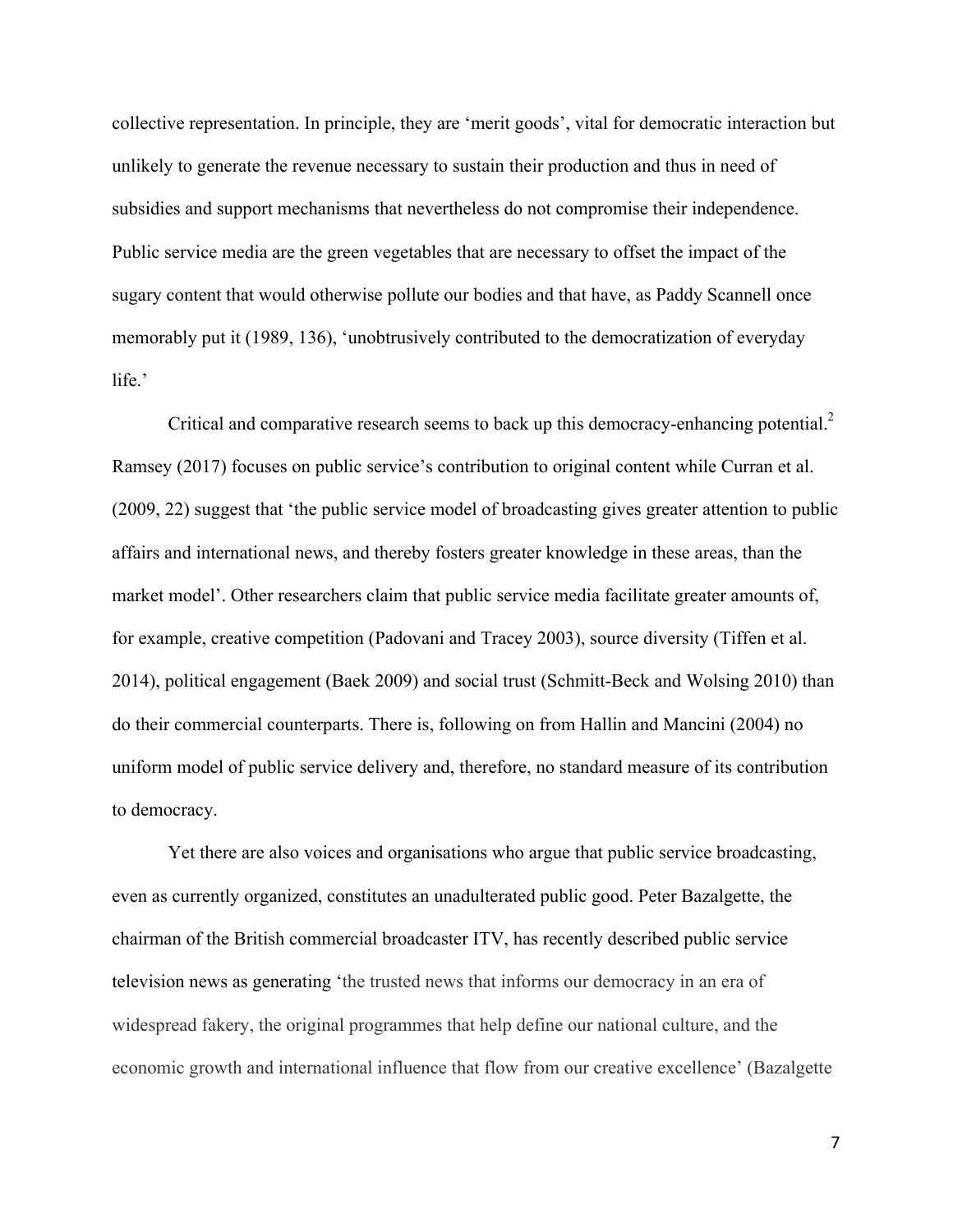collective representation. In principle, they are 'merit goods', vital for democratic interaction but unlikely to generate the revenue necessary to sustain their production and thus in need of subsidies and support mechanisms that nevertheless do not compromise their independence. Public service media are the green vegetables that are necessary to offset the impact of the sugary content that would otherwise pollute our bodies and that have, as Paddy Scannell once memorably put it (1989, 136), 'unobtrusively contributed to the democratization of everyday life.'

Critical and comparative research seems to back up this democracy-enhancing potential.[2] Ramsey (2017) focuses on public service's contribution to original content while Curran et al. (2009, 22) suggest that 'the public service model of broadcasting gives greater attention to public affairs and international news, and thereby fosters greater knowledge in these areas, than the market model'. Other researchers claim that public service media facilitate greater amounts of, for example, creative competition (Padovani and Tracey 2003), source diversity (Tiffen et al. 2014), political engagement (Baek 2009) and social trust (Schmitt-Beck and Wolsing 2010) than do their commercial counterparts. There is, following on from Hallin and Mancini (2004) no uniform model of public service delivery and, therefore, no standard measure of its contribution to democracy.

Yet there are also voices and organisations who argue that public service broadcasting, even as currently organized, constitutes an unadulterated public good. Peter Bazalgette, the chairman of the British commercial broadcaster ITV, has recently described public service television news as generating 'the trusted news that informs our democracy in an era of widespread fakery, the original programmes that help define our national culture, and the economic growth and international influence that flow from our creative excellence' (Bazalgette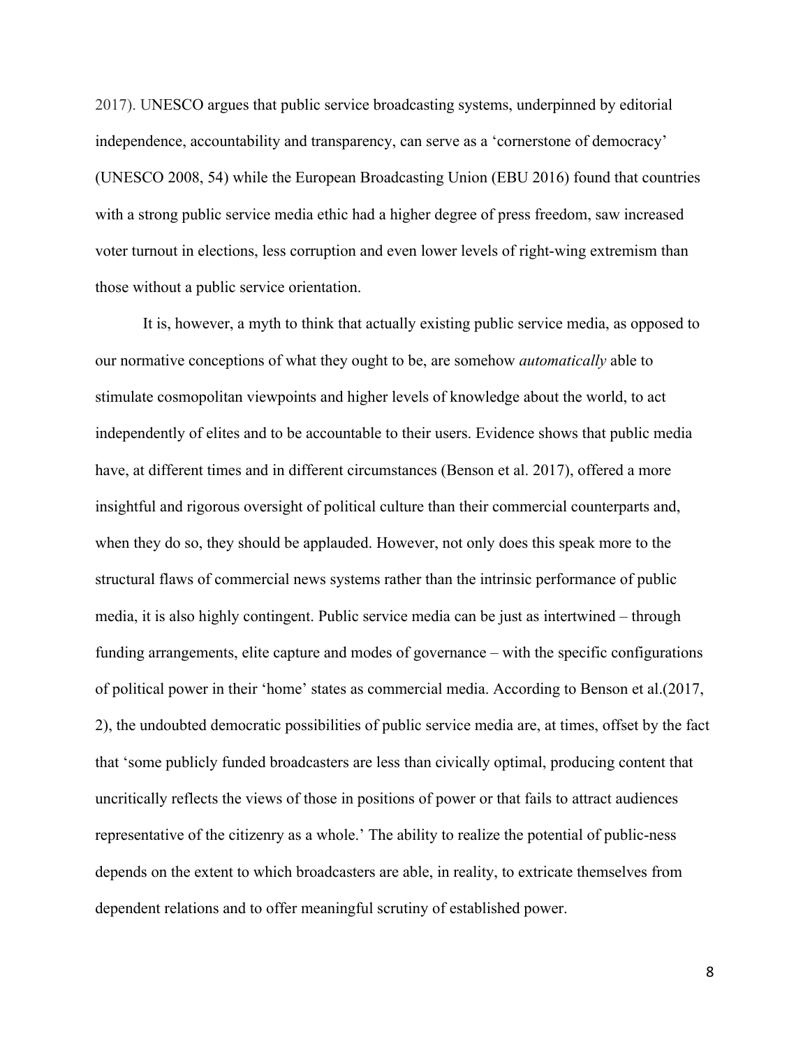2017). UNESCO argues that public service broadcasting systems, underpinned by editorial independence, accountability and transparency, can serve as a 'cornerstone of democracy' (UNESCO 2008, 54) while the European Broadcasting Union (EBU 2016) found that countries with a strong public service media ethic had a higher degree of press freedom, saw increased voter turnout in elections, less corruption and even lower levels of right-wing extremism than those without a public service orientation.

It is, however, a myth to think that actually existing public service media, as opposed to our normative conceptions of what they ought to be, are somehow *automatically* able to stimulate cosmopolitan viewpoints and higher levels of knowledge about the world, to act independently of elites and to be accountable to their users. Evidence shows that public media have, at different times and in different circumstances (Benson et al. 2017), offered a more insightful and rigorous oversight of political culture than their commercial counterparts and, when they do so, they should be applauded. However, not only does this speak more to the structural flaws of commercial news systems rather than the intrinsic performance of public media, it is also highly contingent. Public service media can be just as intertwined – through funding arrangements, elite capture and modes of governance – with the specific configurations of political power in their 'home' states as commercial media. According to Benson et al.(2017, 2), the undoubted democratic possibilities of public service media are, at times, offset by the fact that 'some publicly funded broadcasters are less than civically optimal, producing content that uncritically reflects the views of those in positions of power or that fails to attract audiences representative of the citizenry as a whole.' The ability to realize the potential of public-ness depends on the extent to which broadcasters are able, in reality, to extricate themselves from dependent relations and to offer meaningful scrutiny of established power.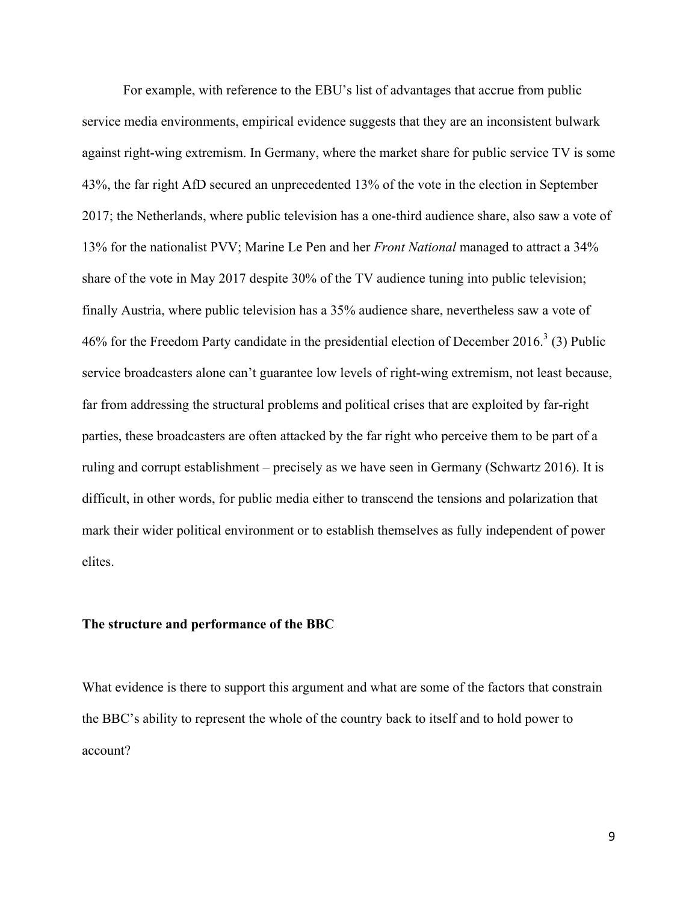For example, with reference to the EBU's list of advantages that accrue from public service media environments, empirical evidence suggests that they are an inconsistent bulwark against right-wing extremism. In Germany, where the market share for public service TV is some 43%, the far right AfD secured an unprecedented 13% of the vote in the election in September 2017; the Netherlands, where public television has a one-third audience share, also saw a vote of 13% for the nationalist PVV; Marine Le Pen and her *Front National* managed to attract a 34% share of the vote in May 2017 despite 30% of the TV audience tuning into public television; finally Austria, where public television has a 35% audience share, nevertheless saw a vote of 46% for the Freedom Party candidate in the presidential election of December 2016.[3] (3) Public service broadcasters alone can't guarantee low levels of right-wing extremism, not least because, far from addressing the structural problems and political crises that are exploited by far-right parties, these broadcasters are often attacked by the far right who perceive them to be part of a ruling and corrupt establishment – precisely as we have seen in Germany (Schwartz 2016). It is difficult, in other words, for public media either to transcend the tensions and polarization that mark their wider political environment or to establish themselves as fully independent of power elites.

**The structure and performance of the BBC**

What evidence is there to support this argument and what are some of the factors that constrain the BBC's ability to represent the whole of the country back to itself and to hold power to account?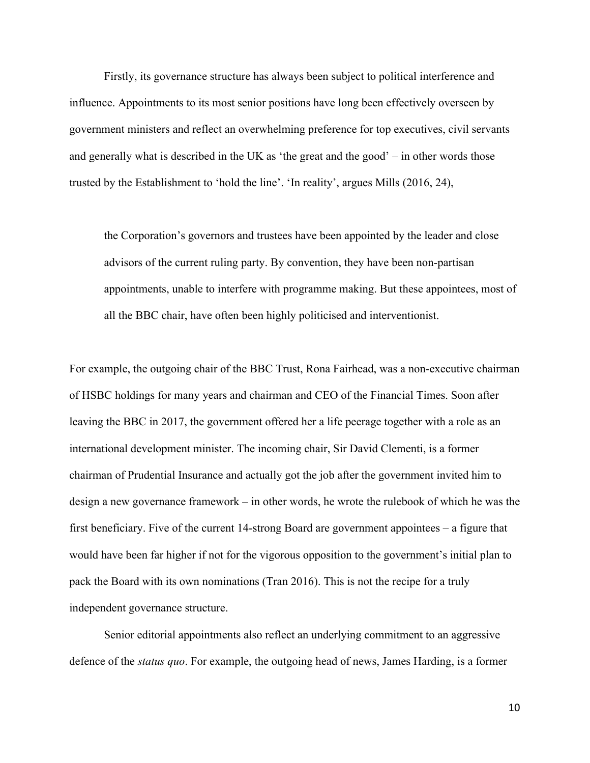Firstly, its governance structure has always been subject to political interference and influence. Appointments to its most senior positions have long been effectively overseen by government ministers and reflect an overwhelming preference for top executives, civil servants and generally what is described in the UK as 'the great and the good' – in other words those trusted by the Establishment to 'hold the line'. 'In reality', argues Mills (2016, 24),

> the Corporation's governors and trustees have been appointed by the leader and close advisors of the current ruling party. By convention, they have been non-partisan appointments, unable to interfere with programme making. But these appointees, most of all the BBC chair, have often been highly politicised and interventionist.

For example, the outgoing chair of the BBC Trust, Rona Fairhead, was a non-executive chairman of HSBC holdings for many years and chairman and CEO of the Financial Times. Soon after leaving the BBC in 2017, the government offered her a life peerage together with a role as an international development minister. The incoming chair, Sir David Clementi, is a former chairman of Prudential Insurance and actually got the job after the government invited him to design a new governance framework – in other words, he wrote the rulebook of which he was the first beneficiary. Five of the current 14-strong Board are government appointees – a figure that would have been far higher if not for the vigorous opposition to the government's initial plan to pack the Board with its own nominations (Tran 2016). This is not the recipe for a truly independent governance structure.

Senior editorial appointments also reflect an underlying commitment to an aggressive defence of the *status quo*. For example, the outgoing head of news, James Harding, is a former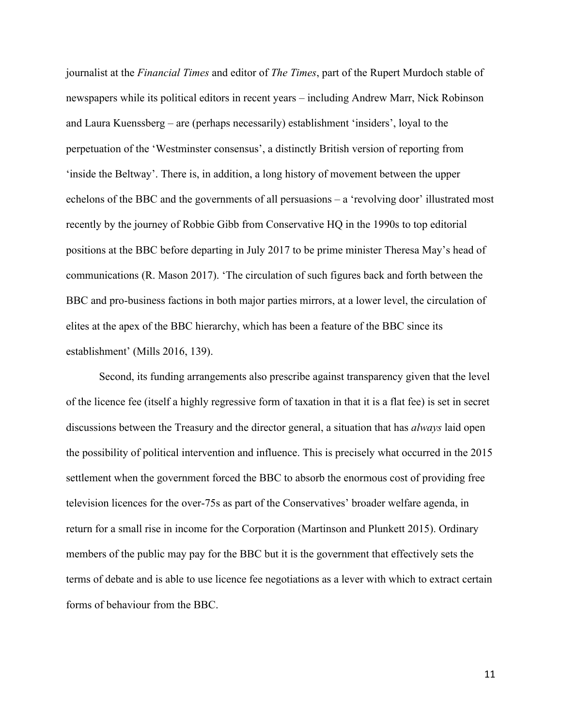journalist at the *Financial Times* and editor of *The Times*, part of the Rupert Murdoch stable of newspapers while its political editors in recent years – including Andrew Marr, Nick Robinson and Laura Kuenssberg – are (perhaps necessarily) establishment 'insiders', loyal to the perpetuation of the 'Westminster consensus', a distinctly British version of reporting from 'inside the Beltway'. There is, in addition, a long history of movement between the upper echelons of the BBC and the governments of all persuasions – a 'revolving door' illustrated most recently by the journey of Robbie Gibb from Conservative HQ in the 1990s to top editorial positions at the BBC before departing in July 2017 to be prime minister Theresa May's head of communications (R. Mason 2017). 'The circulation of such figures back and forth between the BBC and pro-business factions in both major parties mirrors, at a lower level, the circulation of elites at the apex of the BBC hierarchy, which has been a feature of the BBC since its establishment' (Mills 2016, 139).

Second, its funding arrangements also prescribe against transparency given that the level of the licence fee (itself a highly regressive form of taxation in that it is a flat fee) is set in secret discussions between the Treasury and the director general, a situation that has *always* laid open the possibility of political intervention and influence. This is precisely what occurred in the 2015 settlement when the government forced the BBC to absorb the enormous cost of providing free television licences for the over-75s as part of the Conservatives' broader welfare agenda, in return for a small rise in income for the Corporation (Martinson and Plunkett 2015). Ordinary members of the public may pay for the BBC but it is the government that effectively sets the terms of debate and is able to use licence fee negotiations as a lever with which to extract certain forms of behaviour from the BBC.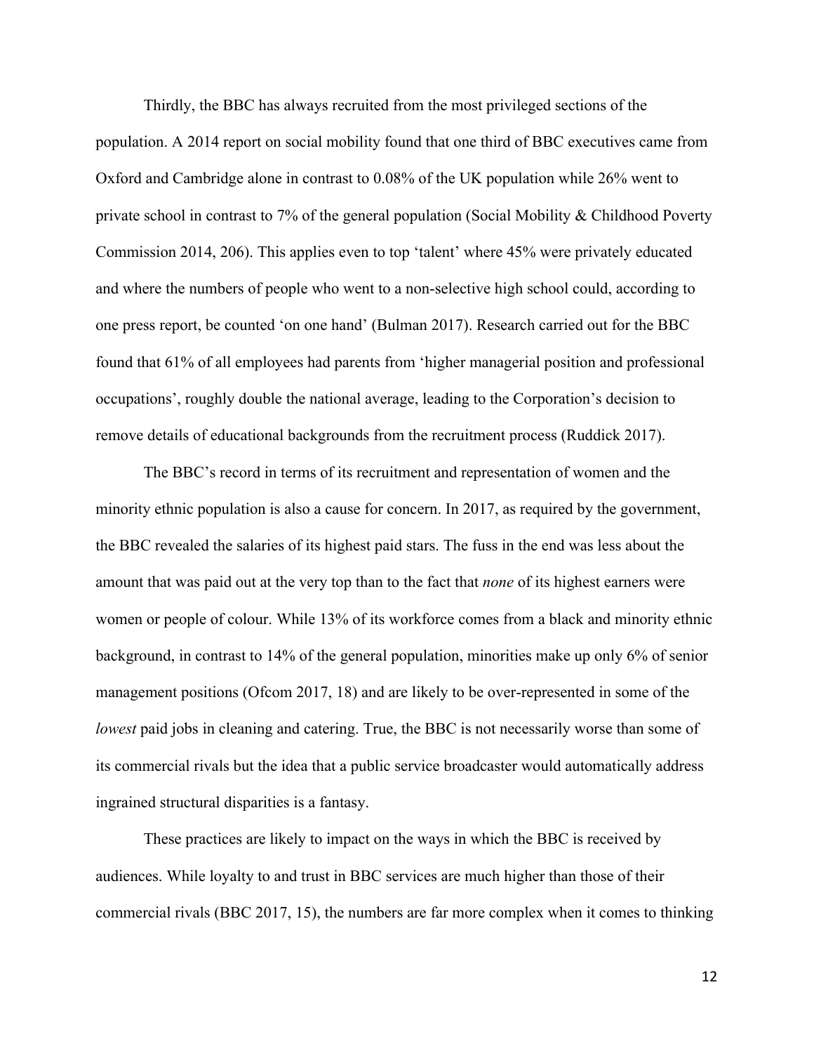Thirdly, the BBC has always recruited from the most privileged sections of the population. A 2014 report on social mobility found that one third of BBC executives came from Oxford and Cambridge alone in contrast to 0.08% of the UK population while 26% went to private school in contrast to 7% of the general population (Social Mobility & Childhood Poverty Commission 2014, 206). This applies even to top 'talent' where 45% were privately educated and where the numbers of people who went to a non-selective high school could, according to one press report, be counted 'on one hand' (Bulman 2017). Research carried out for the BBC found that 61% of all employees had parents from 'higher managerial position and professional occupations', roughly double the national average, leading to the Corporation's decision to remove details of educational backgrounds from the recruitment process (Ruddick 2017).

The BBC's record in terms of its recruitment and representation of women and the minority ethnic population is also a cause for concern. In 2017, as required by the government, the BBC revealed the salaries of its highest paid stars. The fuss in the end was less about the amount that was paid out at the very top than to the fact that *none* of its highest earners were women or people of colour. While 13% of its workforce comes from a black and minority ethnic background, in contrast to 14% of the general population, minorities make up only 6% of senior management positions (Ofcom 2017, 18) and are likely to be over-represented in some of the *lowest* paid jobs in cleaning and catering. True, the BBC is not necessarily worse than some of its commercial rivals but the idea that a public service broadcaster would automatically address ingrained structural disparities is a fantasy.

These practices are likely to impact on the ways in which the BBC is received by audiences. While loyalty to and trust in BBC services are much higher than those of their commercial rivals (BBC 2017, 15), the numbers are far more complex when it comes to thinking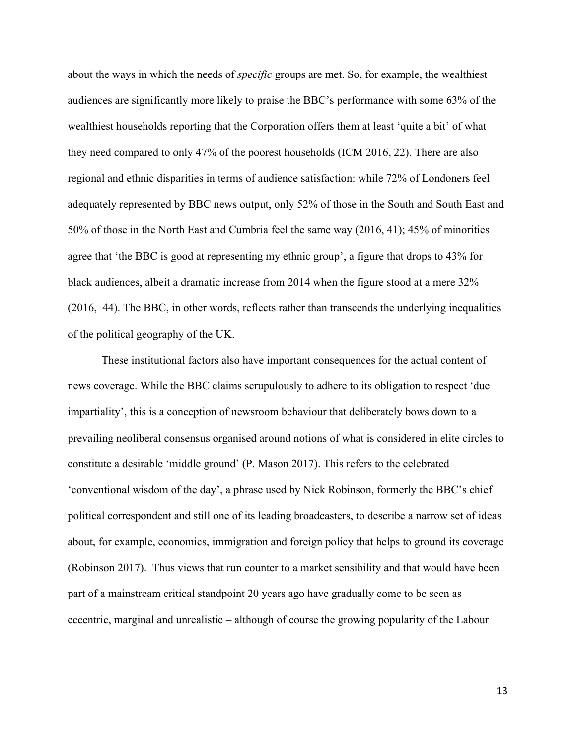about the ways in which the needs of *specific* groups are met. So, for example, the wealthiest audiences are significantly more likely to praise the BBC's performance with some 63% of the wealthiest households reporting that the Corporation offers them at least 'quite a bit' of what they need compared to only 47% of the poorest households (ICM 2016, 22). There are also regional and ethnic disparities in terms of audience satisfaction: while 72% of Londoners feel adequately represented by BBC news output, only 52% of those in the South and South East and 50% of those in the North East and Cumbria feel the same way (2016, 41); 45% of minorities agree that 'the BBC is good at representing my ethnic group', a figure that drops to 43% for black audiences, albeit a dramatic increase from 2014 when the figure stood at a mere 32% (2016, 44). The BBC, in other words, reflects rather than transcends the underlying inequalities of the political geography of the UK.

These institutional factors also have important consequences for the actual content of news coverage. While the BBC claims scrupulously to adhere to its obligation to respect 'due impartiality', this is a conception of newsroom behaviour that deliberately bows down to a prevailing neoliberal consensus organised around notions of what is considered in elite circles to constitute a desirable 'middle ground' (P. Mason 2017). This refers to the celebrated 'conventional wisdom of the day', a phrase used by Nick Robinson, formerly the BBC's chief political correspondent and still one of its leading broadcasters, to describe a narrow set of ideas about, for example, economics, immigration and foreign policy that helps to ground its coverage (Robinson 2017). Thus views that run counter to a market sensibility and that would have been part of a mainstream critical standpoint 20 years ago have gradually come to be seen as eccentric, marginal and unrealistic – although of course the growing popularity of the Labour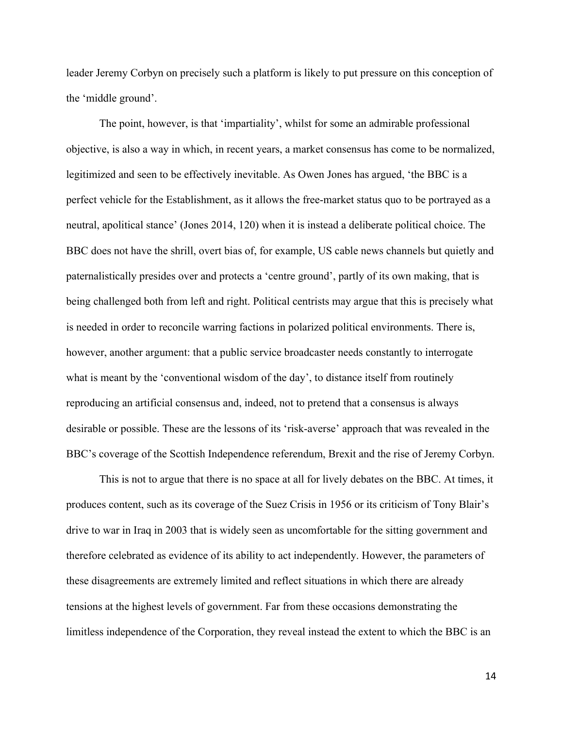leader Jeremy Corbyn on precisely such a platform is likely to put pressure on this conception of the 'middle ground'.

The point, however, is that 'impartiality', whilst for some an admirable professional objective, is also a way in which, in recent years, a market consensus has come to be normalized, legitimized and seen to be effectively inevitable. As Owen Jones has argued, 'the BBC is a perfect vehicle for the Establishment, as it allows the free-market status quo to be portrayed as a neutral, apolitical stance' (Jones 2014, 120) when it is instead a deliberate political choice. The BBC does not have the shrill, overt bias of, for example, US cable news channels but quietly and paternalistically presides over and protects a 'centre ground', partly of its own making, that is being challenged both from left and right. Political centrists may argue that this is precisely what is needed in order to reconcile warring factions in polarized political environments. There is, however, another argument: that a public service broadcaster needs constantly to interrogate what is meant by the 'conventional wisdom of the day', to distance itself from routinely reproducing an artificial consensus and, indeed, not to pretend that a consensus is always desirable or possible. These are the lessons of its 'risk-averse' approach that was revealed in the BBC's coverage of the Scottish Independence referendum, Brexit and the rise of Jeremy Corbyn.

This is not to argue that there is no space at all for lively debates on the BBC. At times, it produces content, such as its coverage of the Suez Crisis in 1956 or its criticism of Tony Blair's drive to war in Iraq in 2003 that is widely seen as uncomfortable for the sitting government and therefore celebrated as evidence of its ability to act independently. However, the parameters of these disagreements are extremely limited and reflect situations in which there are already tensions at the highest levels of government. Far from these occasions demonstrating the limitless independence of the Corporation, they reveal instead the extent to which the BBC is an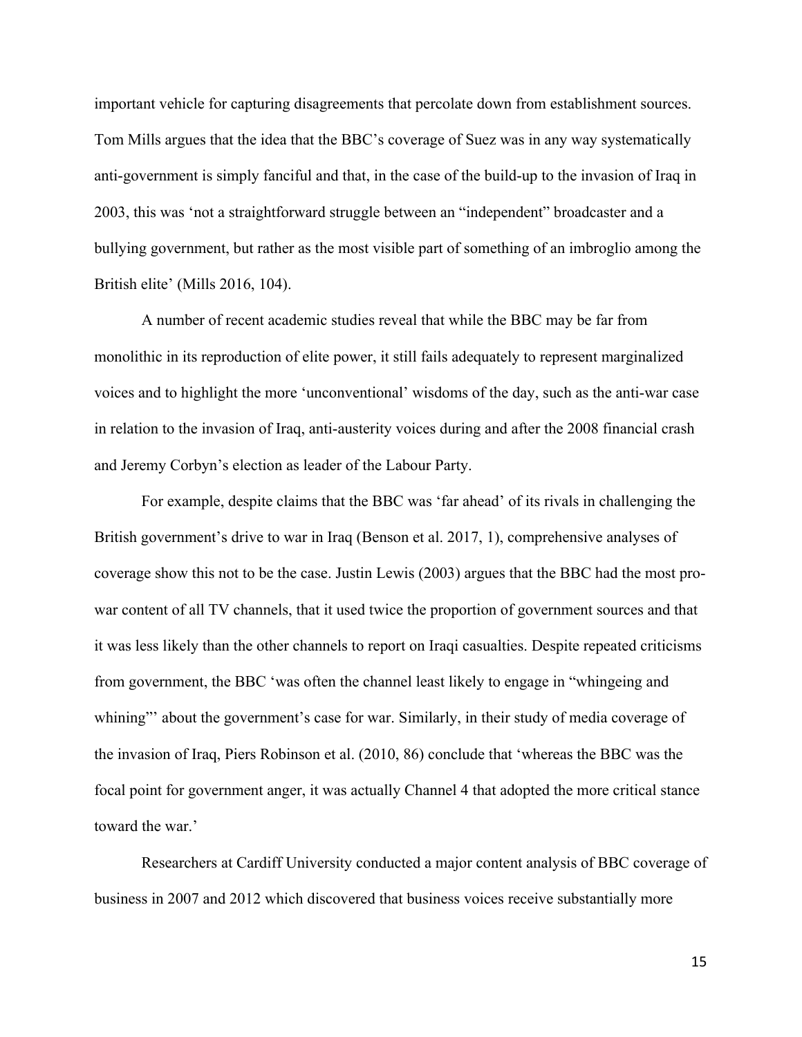important vehicle for capturing disagreements that percolate down from establishment sources. Tom Mills argues that the idea that the BBC's coverage of Suez was in any way systematically anti-government is simply fanciful and that, in the case of the build-up to the invasion of Iraq in 2003, this was 'not a straightforward struggle between an "independent" broadcaster and a bullying government, but rather as the most visible part of something of an imbroglio among the British elite' (Mills 2016, 104).

A number of recent academic studies reveal that while the BBC may be far from monolithic in its reproduction of elite power, it still fails adequately to represent marginalized voices and to highlight the more 'unconventional' wisdoms of the day, such as the anti-war case in relation to the invasion of Iraq, anti-austerity voices during and after the 2008 financial crash and Jeremy Corbyn's election as leader of the Labour Party.

For example, despite claims that the BBC was 'far ahead' of its rivals in challenging the British government's drive to war in Iraq (Benson et al. 2017, 1), comprehensive analyses of coverage show this not to be the case. Justin Lewis (2003) argues that the BBC had the most pro-war content of all TV channels, that it used twice the proportion of government sources and that it was less likely than the other channels to report on Iraqi casualties. Despite repeated criticisms from government, the BBC 'was often the channel least likely to engage in "whingeing and whining"' about the government's case for war. Similarly, in their study of media coverage of the invasion of Iraq, Piers Robinson et al. (2010, 86) conclude that 'whereas the BBC was the focal point for government anger, it was actually Channel 4 that adopted the more critical stance toward the war.'

Researchers at Cardiff University conducted a major content analysis of BBC coverage of business in 2007 and 2012 which discovered that business voices receive substantially more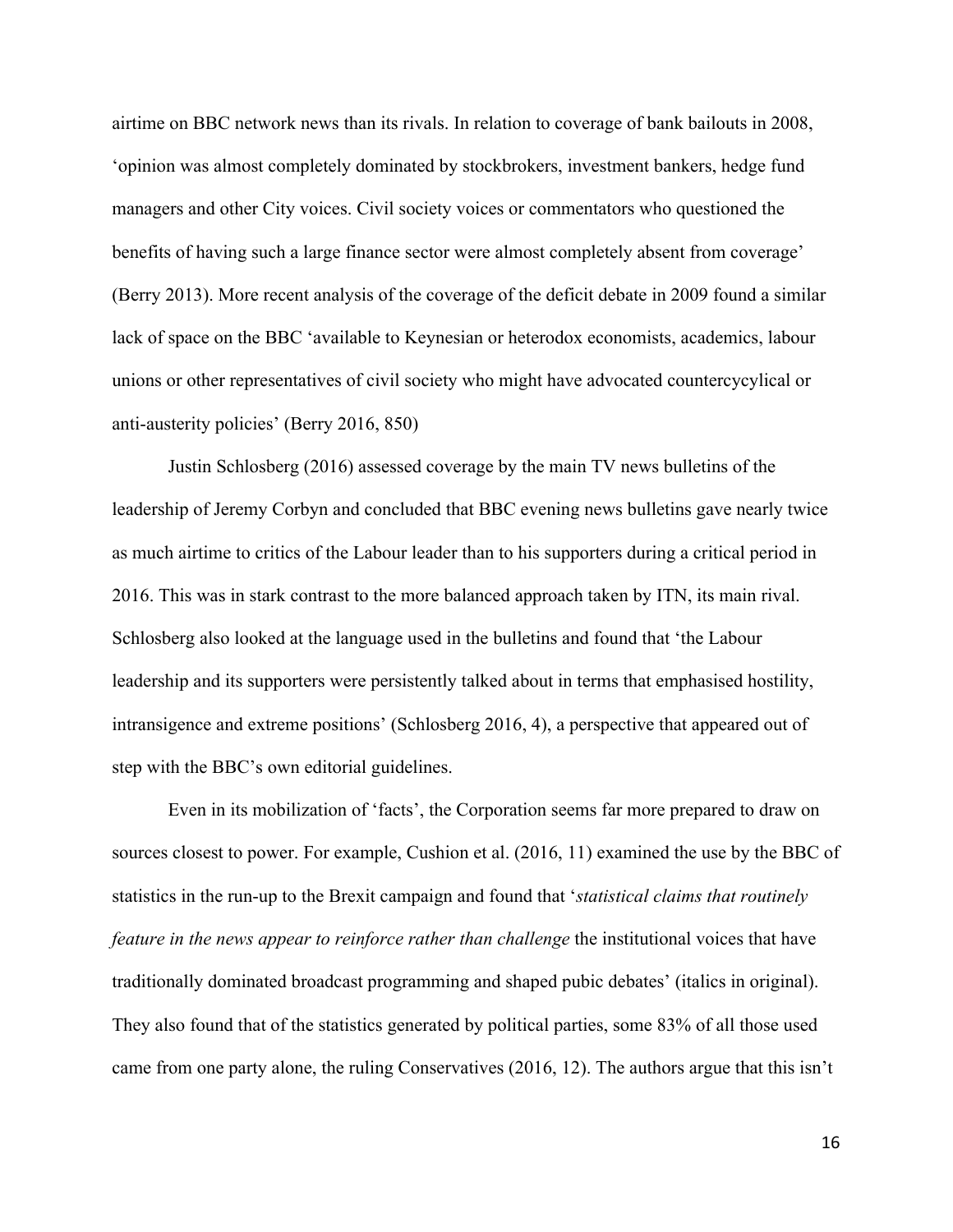airtime on BBC network news than its rivals. In relation to coverage of bank bailouts in 2008, 'opinion was almost completely dominated by stockbrokers, investment bankers, hedge fund managers and other City voices. Civil society voices or commentators who questioned the benefits of having such a large finance sector were almost completely absent from coverage' (Berry 2013). More recent analysis of the coverage of the deficit debate in 2009 found a similar lack of space on the BBC 'available to Keynesian or heterodox economists, academics, labour unions or other representatives of civil society who might have advocated countercycylical or anti-austerity policies' (Berry 2016, 850)

Justin Schlosberg (2016) assessed coverage by the main TV news bulletins of the leadership of Jeremy Corbyn and concluded that BBC evening news bulletins gave nearly twice as much airtime to critics of the Labour leader than to his supporters during a critical period in 2016. This was in stark contrast to the more balanced approach taken by ITN, its main rival. Schlosberg also looked at the language used in the bulletins and found that 'the Labour leadership and its supporters were persistently talked about in terms that emphasised hostility, intransigence and extreme positions' (Schlosberg 2016, 4), a perspective that appeared out of step with the BBC's own editorial guidelines.

Even in its mobilization of 'facts', the Corporation seems far more prepared to draw on sources closest to power. For example, Cushion et al. (2016, 11) examined the use by the BBC of statistics in the run-up to the Brexit campaign and found that '*statistical claims that routinely feature in the news appear to reinforce rather than challenge* the institutional voices that have traditionally dominated broadcast programming and shaped pubic debates' (italics in original). They also found that of the statistics generated by political parties, some 83% of all those used came from one party alone, the ruling Conservatives (2016, 12). The authors argue that this isn't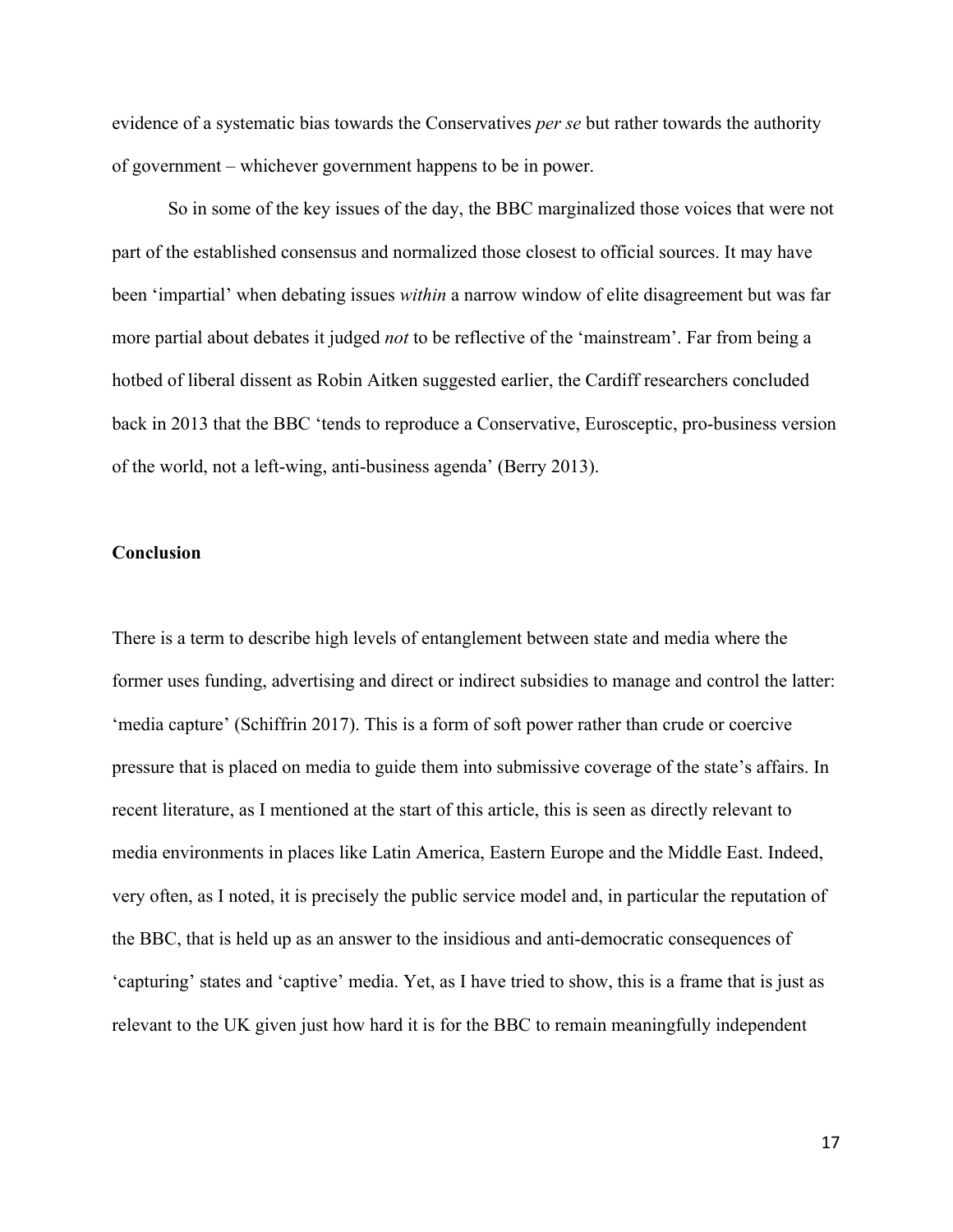evidence of a systematic bias towards the Conservatives *per se* but rather towards the authority of government – whichever government happens to be in power.

So in some of the key issues of the day, the BBC marginalized those voices that were not part of the established consensus and normalized those closest to official sources. It may have been 'impartial' when debating issues *within* a narrow window of elite disagreement but was far more partial about debates it judged *not* to be reflective of the 'mainstream'. Far from being a hotbed of liberal dissent as Robin Aitken suggested earlier, the Cardiff researchers concluded back in 2013 that the BBC 'tends to reproduce a Conservative, Eurosceptic, pro-business version of the world, not a left-wing, anti-business agenda' (Berry 2013).

## Conclusion

There is a term to describe high levels of entanglement between state and media where the former uses funding, advertising and direct or indirect subsidies to manage and control the latter: 'media capture' (Schiffrin 2017). This is a form of soft power rather than crude or coercive pressure that is placed on media to guide them into submissive coverage of the state's affairs. In recent literature, as I mentioned at the start of this article, this is seen as directly relevant to media environments in places like Latin America, Eastern Europe and the Middle East. Indeed, very often, as I noted, it is precisely the public service model and, in particular the reputation of the BBC, that is held up as an answer to the insidious and anti-democratic consequences of 'capturing' states and 'captive' media. Yet, as I have tried to show, this is a frame that is just as relevant to the UK given just how hard it is for the BBC to remain meaningfully independent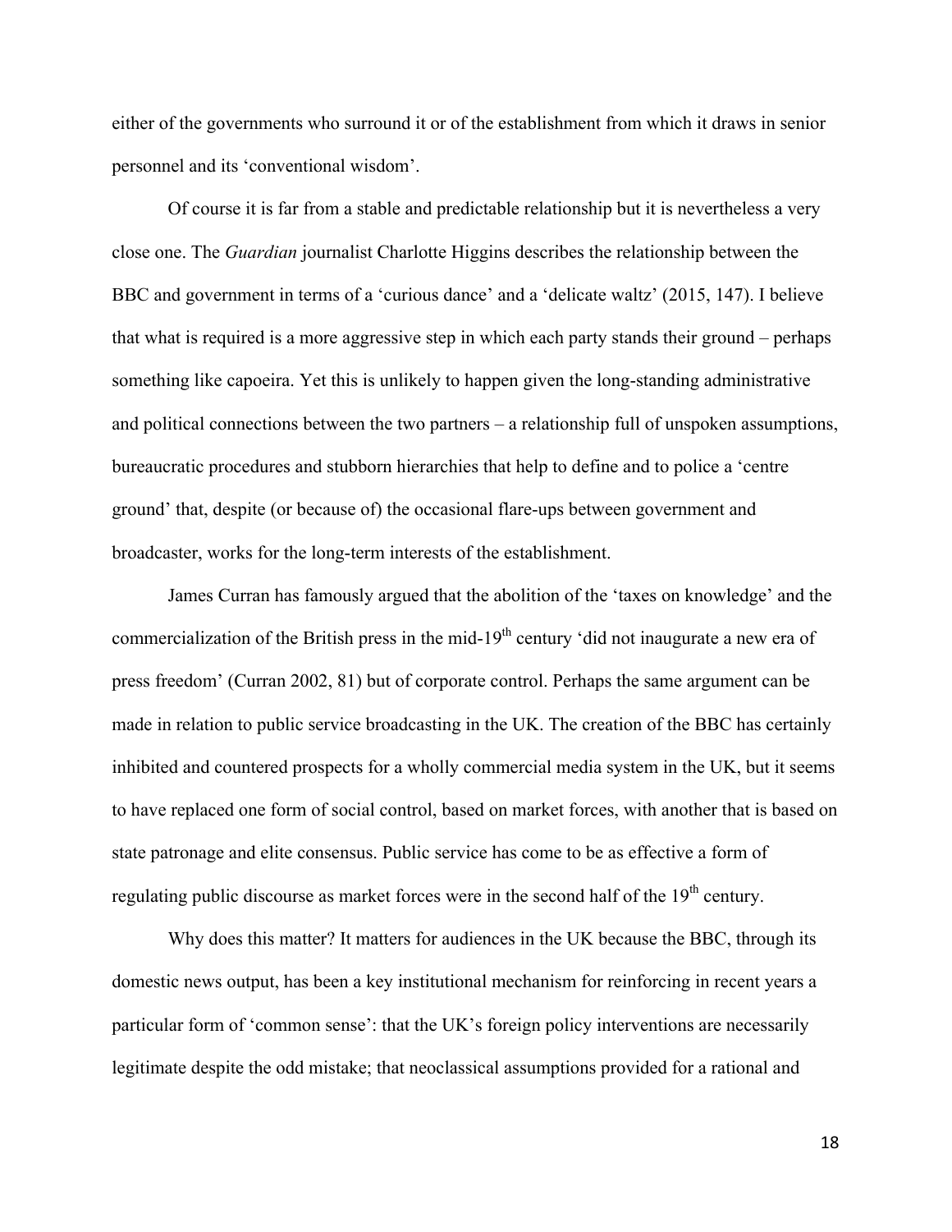either of the governments who surround it or of the establishment from which it draws in senior personnel and its 'conventional wisdom'.

Of course it is far from a stable and predictable relationship but it is nevertheless a very close one. The *Guardian* journalist Charlotte Higgins describes the relationship between the BBC and government in terms of a 'curious dance' and a 'delicate waltz' (2015, 147). I believe that what is required is a more aggressive step in which each party stands their ground – perhaps something like capoeira. Yet this is unlikely to happen given the long-standing administrative and political connections between the two partners – a relationship full of unspoken assumptions, bureaucratic procedures and stubborn hierarchies that help to define and to police a 'centre ground' that, despite (or because of) the occasional flare-ups between government and broadcaster, works for the long-term interests of the establishment.

James Curran has famously argued that the abolition of the 'taxes on knowledge' and the commercialization of the British press in the mid-19th century 'did not inaugurate a new era of press freedom' (Curran 2002, 81) but of corporate control. Perhaps the same argument can be made in relation to public service broadcasting in the UK. The creation of the BBC has certainly inhibited and countered prospects for a wholly commercial media system in the UK, but it seems to have replaced one form of social control, based on market forces, with another that is based on state patronage and elite consensus. Public service has come to be as effective a form of regulating public discourse as market forces were in the second half of the 19th century.

Why does this matter? It matters for audiences in the UK because the BBC, through its domestic news output, has been a key institutional mechanism for reinforcing in recent years a particular form of 'common sense': that the UK's foreign policy interventions are necessarily legitimate despite the odd mistake; that neoclassical assumptions provided for a rational and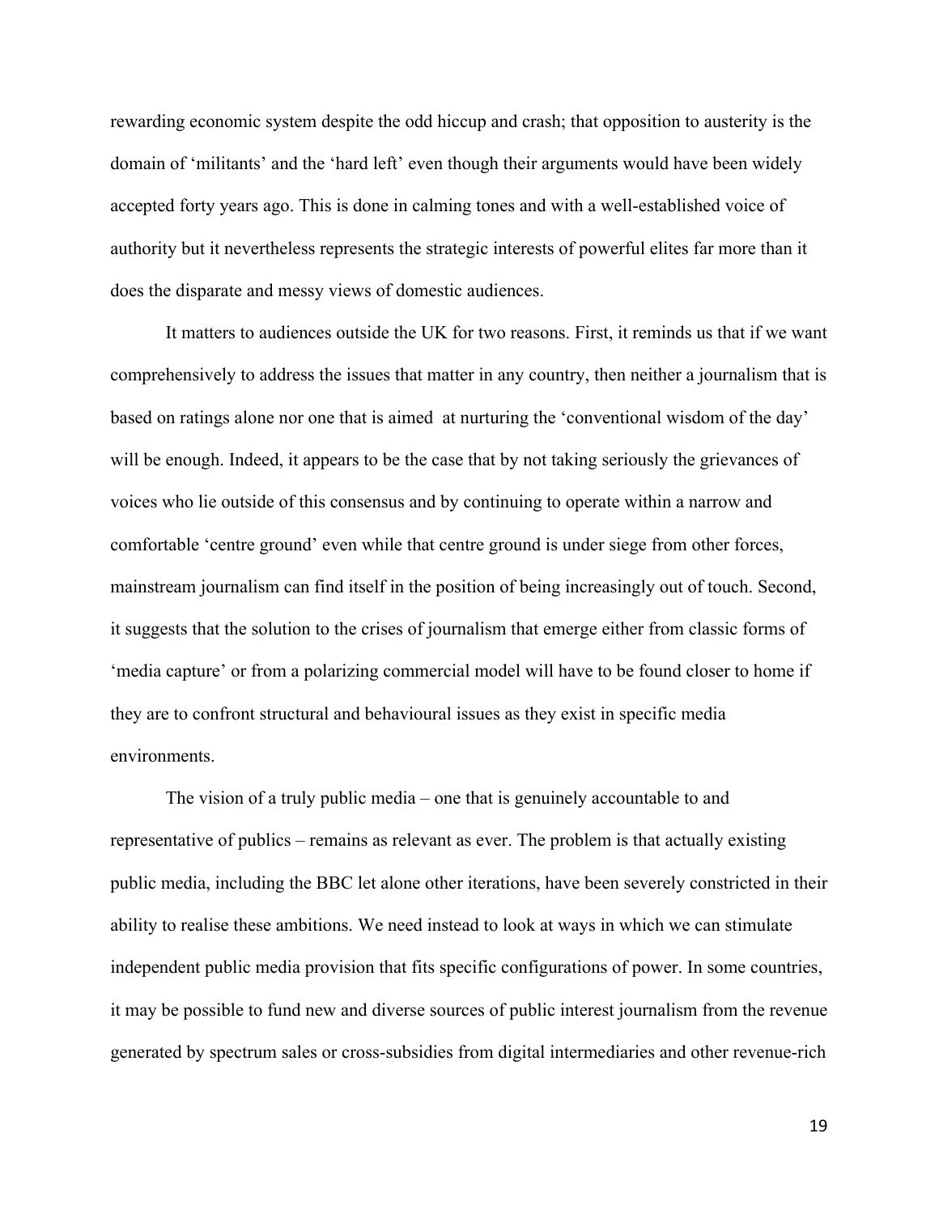rewarding economic system despite the odd hiccup and crash; that opposition to austerity is the domain of 'militants' and the 'hard left' even though their arguments would have been widely accepted forty years ago. This is done in calming tones and with a well-established voice of authority but it nevertheless represents the strategic interests of powerful elites far more than it does the disparate and messy views of domestic audiences.

It matters to audiences outside the UK for two reasons. First, it reminds us that if we want comprehensively to address the issues that matter in any country, then neither a journalism that is based on ratings alone nor one that is aimed at nurturing the 'conventional wisdom of the day' will be enough. Indeed, it appears to be the case that by not taking seriously the grievances of voices who lie outside of this consensus and by continuing to operate within a narrow and comfortable 'centre ground' even while that centre ground is under siege from other forces, mainstream journalism can find itself in the position of being increasingly out of touch. Second, it suggests that the solution to the crises of journalism that emerge either from classic forms of 'media capture' or from a polarizing commercial model will have to be found closer to home if they are to confront structural and behavioural issues as they exist in specific media environments.

The vision of a truly public media – one that is genuinely accountable to and representative of publics – remains as relevant as ever. The problem is that actually existing public media, including the BBC let alone other iterations, have been severely constricted in their ability to realise these ambitions. We need instead to look at ways in which we can stimulate independent public media provision that fits specific configurations of power. In some countries, it may be possible to fund new and diverse sources of public interest journalism from the revenue generated by spectrum sales or cross-subsidies from digital intermediaries and other revenue-rich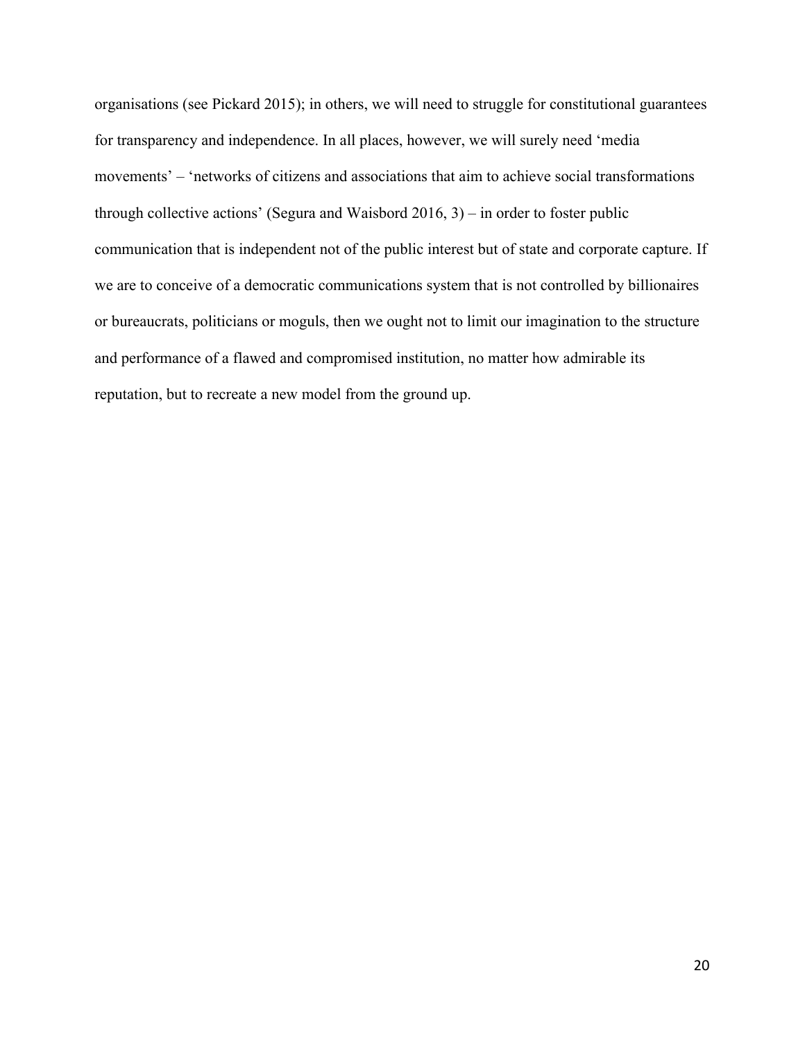organisations (see Pickard 2015); in others, we will need to struggle for constitutional guarantees for transparency and independence. In all places, however, we will surely need 'media movements' – 'networks of citizens and associations that aim to achieve social transformations through collective actions' (Segura and Waisbord 2016, 3) – in order to foster public communication that is independent not of the public interest but of state and corporate capture. If we are to conceive of a democratic communications system that is not controlled by billionaires or bureaucrats, politicians or moguls, then we ought not to limit our imagination to the structure and performance of a flawed and compromised institution, no matter how admirable its reputation, but to recreate a new model from the ground up.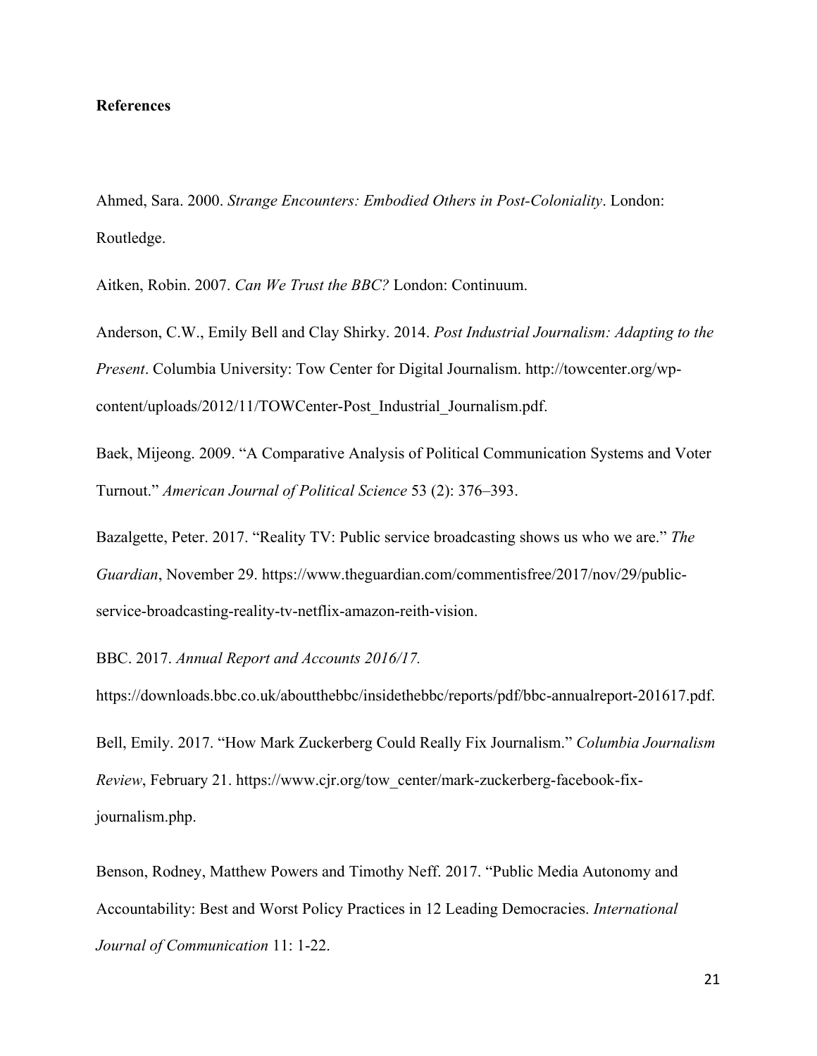**References**

Ahmed, Sara. 2000. *Strange Encounters: Embodied Others in Post-Coloniality*. London: Routledge.

Aitken, Robin. 2007. *Can We Trust the BBC?* London: Continuum.

Anderson, C.W., Emily Bell and Clay Shirky. 2014. *Post Industrial Journalism: Adapting to the Present*. Columbia University: Tow Center for Digital Journalism. http://towcenter.org/wp-content/uploads/2012/11/TOWCenter-Post_Industrial_Journalism.pdf.

Baek, Mijeong. 2009. "A Comparative Analysis of Political Communication Systems and Voter Turnout." *American Journal of Political Science* 53 (2): 376–393.

Bazalgette, Peter. 2017. "Reality TV: Public service broadcasting shows us who we are." *The Guardian*, November 29. https://www.theguardian.com/commentisfree/2017/nov/29/public-service-broadcasting-reality-tv-netflix-amazon-reith-vision.

BBC. 2017. *Annual Report and Accounts 2016/17.* https://downloads.bbc.co.uk/aboutthebbc/insidethebbc/reports/pdf/bbc-annualreport-201617.pdf.

Bell, Emily. 2017. "How Mark Zuckerberg Could Really Fix Journalism." *Columbia Journalism Review*, February 21. https://www.cjr.org/tow_center/mark-zuckerberg-facebook-fix-journalism.php.

Benson, Rodney, Matthew Powers and Timothy Neff. 2017. "Public Media Autonomy and Accountability: Best and Worst Policy Practices in 12 Leading Democracies. *International Journal of Communication* 11: 1-22.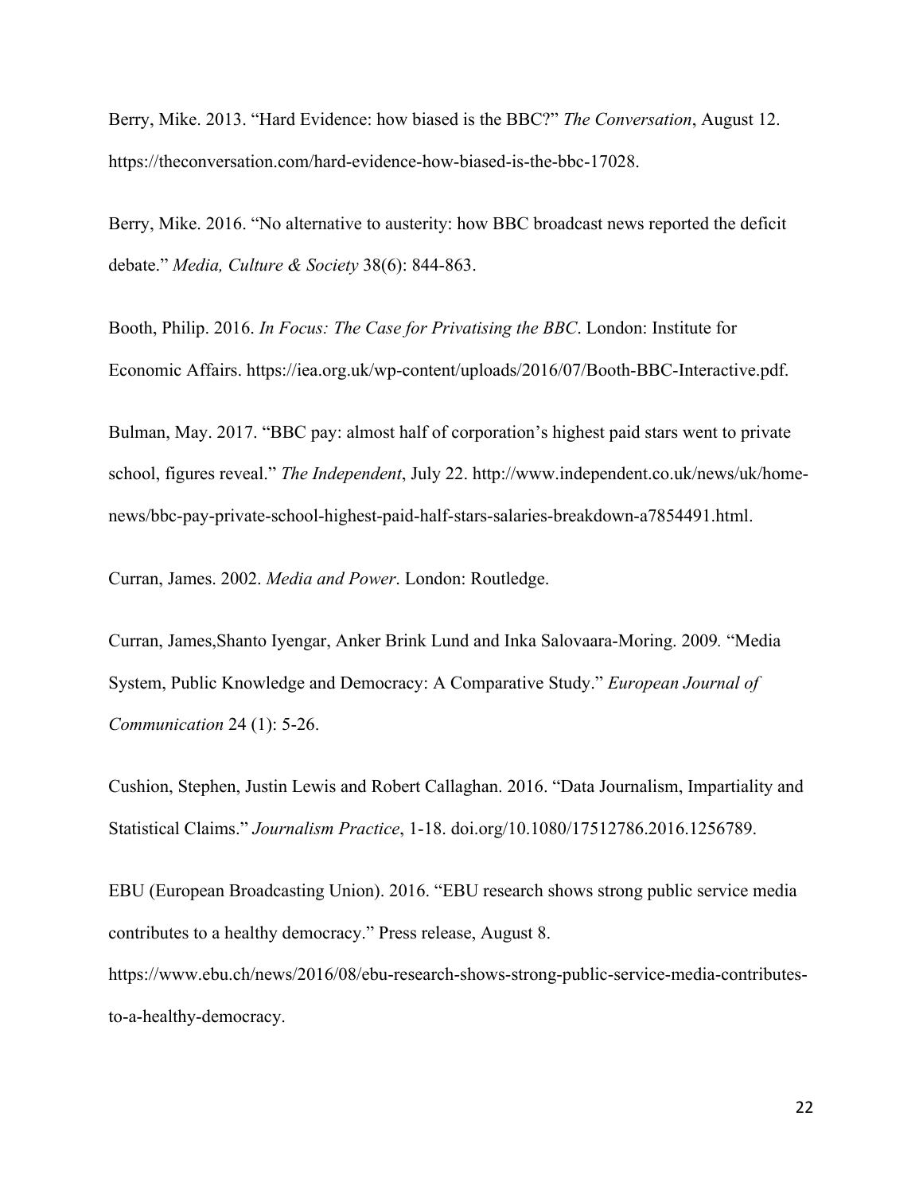Berry, Mike. 2013. "Hard Evidence: how biased is the BBC?" *The Conversation*, August 12. https://theconversation.com/hard-evidence-how-biased-is-the-bbc-17028.

Berry, Mike. 2016. "No alternative to austerity: how BBC broadcast news reported the deficit debate." *Media, Culture & Society* 38(6): 844-863.

Booth, Philip. 2016. *In Focus: The Case for Privatising the BBC*. London: Institute for Economic Affairs. https://iea.org.uk/wp-content/uploads/2016/07/Booth-BBC-Interactive.pdf.

Bulman, May. 2017. "BBC pay: almost half of corporation's highest paid stars went to private school, figures reveal." *The Independent*, July 22. http://www.independent.co.uk/news/uk/home-news/bbc-pay-private-school-highest-paid-half-stars-salaries-breakdown-a7854491.html.

Curran, James. 2002. *Media and Power*. London: Routledge.

Curran, James,Shanto Iyengar, Anker Brink Lund and Inka Salovaara-Moring. 2009. "Media System, Public Knowledge and Democracy: A Comparative Study." *European Journal of Communication* 24 (1): 5-26.

Cushion, Stephen, Justin Lewis and Robert Callaghan. 2016. "Data Journalism, Impartiality and Statistical Claims." *Journalism Practice*, 1-18. doi.org/10.1080/17512786.2016.1256789.

EBU (European Broadcasting Union). 2016. "EBU research shows strong public service media contributes to a healthy democracy." Press release, August 8. https://www.ebu.ch/news/2016/08/ebu-research-shows-strong-public-service-media-contributes-to-a-healthy-democracy.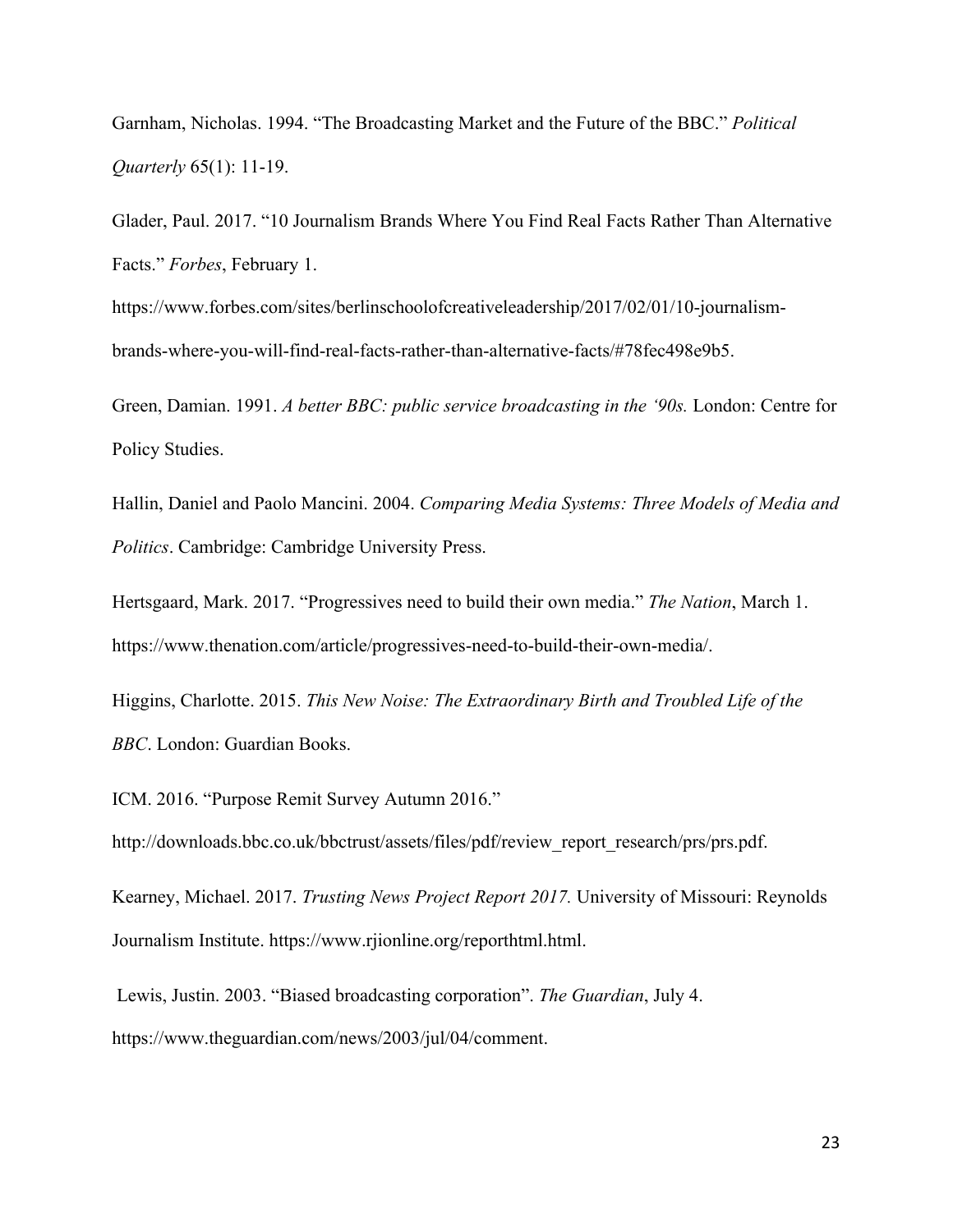Garnham, Nicholas. 1994. "The Broadcasting Market and the Future of the BBC." *Political Quarterly* 65(1): 11-19.

Glader, Paul. 2017. "10 Journalism Brands Where You Find Real Facts Rather Than Alternative Facts." *Forbes*, February 1. https://www.forbes.com/sites/berlinschoolofcreativeleadership/2017/02/01/10-journalism-brands-where-you-will-find-real-facts-rather-than-alternative-facts/#78fec498e9b5.

Green, Damian. 1991. *A better BBC: public service broadcasting in the '90s.* London: Centre for Policy Studies.

Hallin, Daniel and Paolo Mancini. 2004. *Comparing Media Systems: Three Models of Media and Politics*. Cambridge: Cambridge University Press.

Hertsgaard, Mark. 2017. "Progressives need to build their own media." *The Nation*, March 1. https://www.thenation.com/article/progressives-need-to-build-their-own-media/.

Higgins, Charlotte. 2015. *This New Noise: The Extraordinary Birth and Troubled Life of the BBC*. London: Guardian Books.

ICM. 2016. "Purpose Remit Survey Autumn 2016." http://downloads.bbc.co.uk/bbctrust/assets/files/pdf/review_report_research/prs/prs.pdf.

Kearney, Michael. 2017. *Trusting News Project Report 2017.* University of Missouri: Reynolds Journalism Institute. https://www.rjionline.org/reporthtml.html.

Lewis, Justin. 2003. "Biased broadcasting corporation". *The Guardian*, July 4. https://www.theguardian.com/news/2003/jul/04/comment.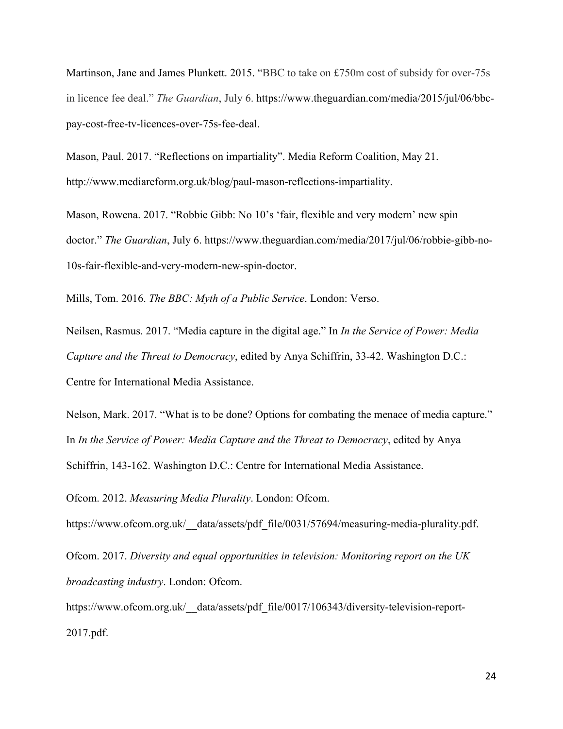Martinson, Jane and James Plunkett. 2015. "BBC to take on £750m cost of subsidy for over-75s in licence fee deal." *The Guardian*, July 6. https://www.theguardian.com/media/2015/jul/06/bbc-pay-cost-free-tv-licences-over-75s-fee-deal.

Mason, Paul. 2017. "Reflections on impartiality". Media Reform Coalition, May 21. http://www.mediareform.org.uk/blog/paul-mason-reflections-impartiality.

Mason, Rowena. 2017. "Robbie Gibb: No 10's 'fair, flexible and very modern' new spin doctor." *The Guardian*, July 6. https://www.theguardian.com/media/2017/jul/06/robbie-gibb-no-10s-fair-flexible-and-very-modern-new-spin-doctor.

Mills, Tom. 2016. *The BBC: Myth of a Public Service*. London: Verso.

Neilsen, Rasmus. 2017. "Media capture in the digital age." In *In the Service of Power: Media Capture and the Threat to Democracy*, edited by Anya Schiffrin, 33-42. Washington D.C.: Centre for International Media Assistance.

Nelson, Mark. 2017. "What is to be done? Options for combating the menace of media capture." In *In the Service of Power: Media Capture and the Threat to Democracy*, edited by Anya Schiffrin, 143-162. Washington D.C.: Centre for International Media Assistance.

Ofcom. 2012. *Measuring Media Plurality*. London: Ofcom. https://www.ofcom.org.uk/__data/assets/pdf_file/0031/57694/measuring-media-plurality.pdf.

Ofcom. 2017. *Diversity and equal opportunities in television: Monitoring report on the UK broadcasting industry*. London: Ofcom. https://www.ofcom.org.uk/__data/assets/pdf_file/0017/106343/diversity-television-report-2017.pdf.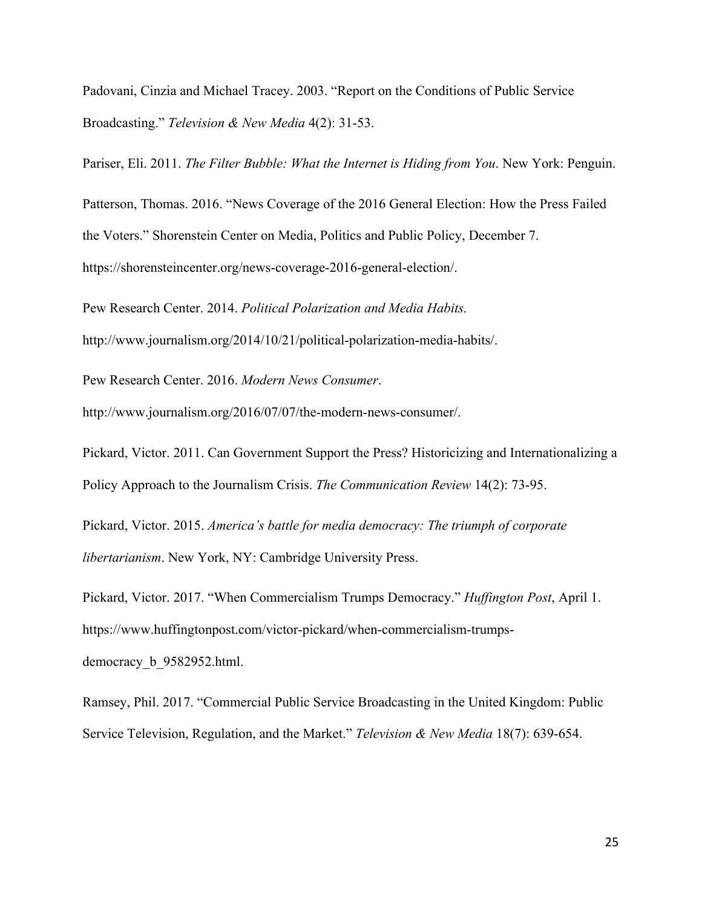Padovani, Cinzia and Michael Tracey. 2003. "Report on the Conditions of Public Service Broadcasting." *Television & New Media* 4(2): 31-53.

Pariser, Eli. 2011. *The Filter Bubble: What the Internet is Hiding from You*. New York: Penguin.

Patterson, Thomas. 2016. "News Coverage of the 2016 General Election: How the Press Failed the Voters." Shorenstein Center on Media, Politics and Public Policy, December 7. https://shorensteincenter.org/news-coverage-2016-general-election/.

Pew Research Center. 2014. *Political Polarization and Media Habits.* http://www.journalism.org/2014/10/21/political-polarization-media-habits/.

Pew Research Center. 2016. *Modern News Consumer*. http://www.journalism.org/2016/07/07/the-modern-news-consumer/.

Pickard, Victor. 2011. Can Government Support the Press? Historicizing and Internationalizing a Policy Approach to the Journalism Crisis. *The Communication Review* 14(2): 73-95.

Pickard, Victor. 2015. *America's battle for media democracy: The triumph of corporate libertarianism*. New York, NY: Cambridge University Press.

Pickard, Victor. 2017. "When Commercialism Trumps Democracy." *Huffington Post*, April 1. https://www.huffingtonpost.com/victor-pickard/when-commercialism-trumps-democracy_b_9582952.html.

Ramsey, Phil. 2017. "Commercial Public Service Broadcasting in the United Kingdom: Public Service Television, Regulation, and the Market." *Television & New Media* 18(7): 639-654.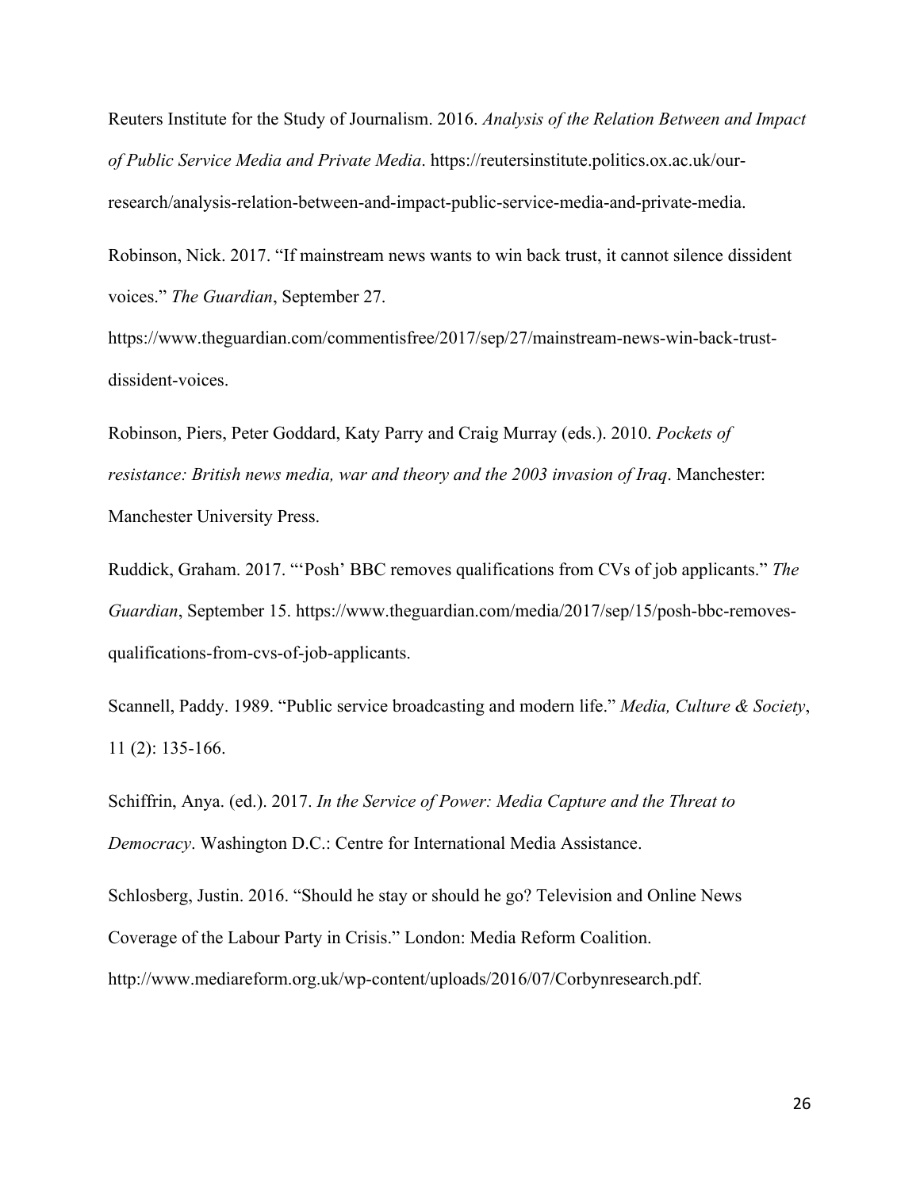Reuters Institute for the Study of Journalism. 2016. *Analysis of the Relation Between and Impact of Public Service Media and Private Media*. https://reutersinstitute.politics.ox.ac.uk/our-research/analysis-relation-between-and-impact-public-service-media-and-private-media.

Robinson, Nick. 2017. "If mainstream news wants to win back trust, it cannot silence dissident voices." *The Guardian*, September 27. https://www.theguardian.com/commentisfree/2017/sep/27/mainstream-news-win-back-trust-dissident-voices.

Robinson, Piers, Peter Goddard, Katy Parry and Craig Murray (eds.). 2010. *Pockets of resistance: British news media, war and theory and the 2003 invasion of Iraq*. Manchester: Manchester University Press.

Ruddick, Graham. 2017. "'Posh' BBC removes qualifications from CVs of job applicants." *The Guardian*, September 15. https://www.theguardian.com/media/2017/sep/15/posh-bbc-removes-qualifications-from-cvs-of-job-applicants.

Scannell, Paddy. 1989. "Public service broadcasting and modern life." *Media, Culture & Society*, 11 (2): 135-166.

Schiffrin, Anya. (ed.). 2017. *In the Service of Power: Media Capture and the Threat to Democracy*. Washington D.C.: Centre for International Media Assistance.

Schlosberg, Justin. 2016. "Should he stay or should he go? Television and Online News Coverage of the Labour Party in Crisis." London: Media Reform Coalition. http://www.mediareform.org.uk/wp-content/uploads/2016/07/Corbynresearch.pdf.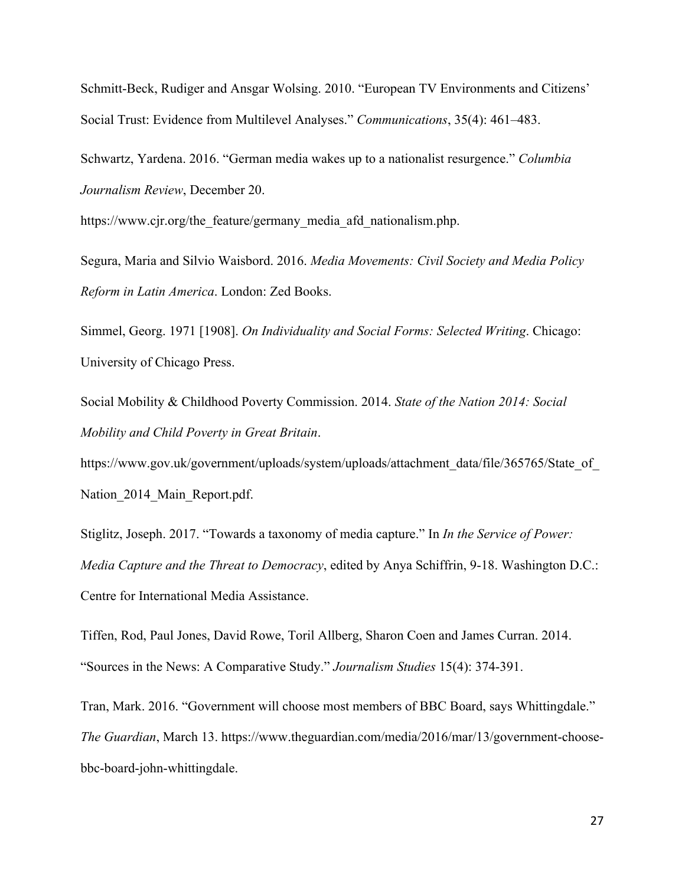Schmitt-Beck, Rudiger and Ansgar Wolsing. 2010. "European TV Environments and Citizens' Social Trust: Evidence from Multilevel Analyses." *Communications*, 35(4): 461–483.

Schwartz, Yardena. 2016. "German media wakes up to a nationalist resurgence." *Columbia Journalism Review*, December 20. https://www.cjr.org/the_feature/germany_media_afd_nationalism.php.

Segura, Maria and Silvio Waisbord. 2016. *Media Movements: Civil Society and Media Policy Reform in Latin America*. London: Zed Books.

Simmel, Georg. 1971 [1908]. *On Individuality and Social Forms: Selected Writing*. Chicago: University of Chicago Press.

Social Mobility & Childhood Poverty Commission. 2014. *State of the Nation 2014: Social Mobility and Child Poverty in Great Britain*. https://www.gov.uk/government/uploads/system/uploads/attachment_data/file/365765/State_of_Nation_2014_Main_Report.pdf.

Stiglitz, Joseph. 2017. "Towards a taxonomy of media capture." In *In the Service of Power: Media Capture and the Threat to Democracy*, edited by Anya Schiffrin, 9-18. Washington D.C.: Centre for International Media Assistance.

Tiffen, Rod, Paul Jones, David Rowe, Toril Allberg, Sharon Coen and James Curran. 2014. "Sources in the News: A Comparative Study." *Journalism Studies* 15(4): 374-391.

Tran, Mark. 2016. "Government will choose most members of BBC Board, says Whittingdale." *The Guardian*, March 13. https://www.theguardian.com/media/2016/mar/13/government-choose-bbc-board-john-whittingdale.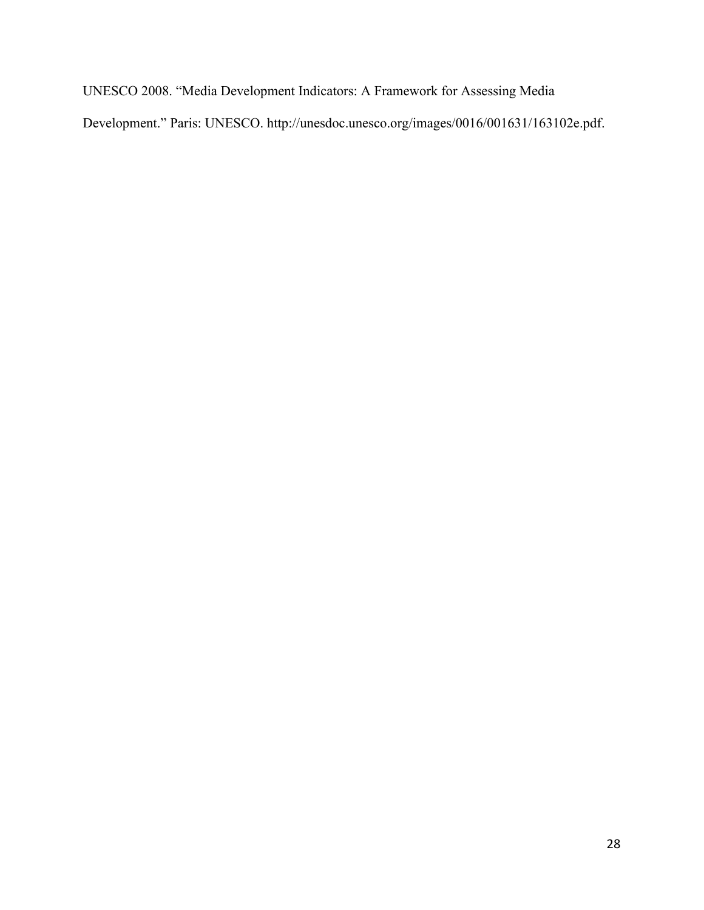UNESCO 2008. “Media Development Indicators: A Framework for Assessing Media Development.” Paris: UNESCO. http://unesdoc.unesco.org/images/0016/001631/163102e.pdf.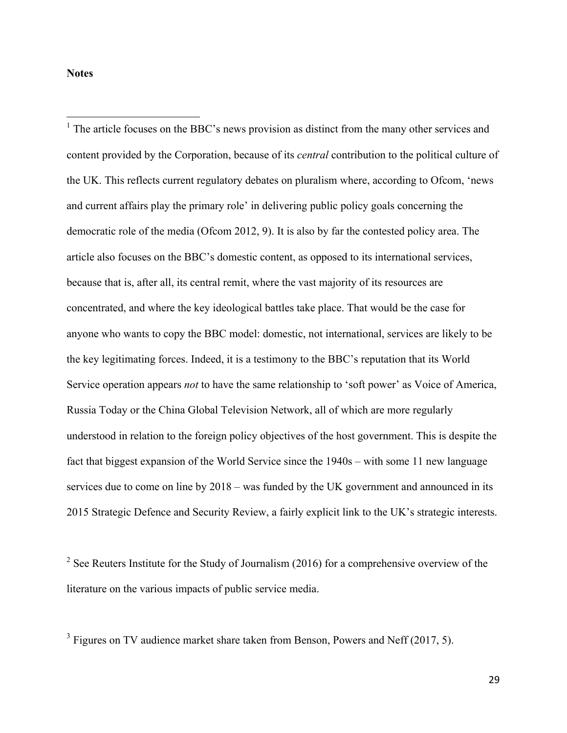**Notes**

[1] The article focuses on the BBC's news provision as distinct from the many other services and content provided by the Corporation, because of its *central* contribution to the political culture of the UK. This reflects current regulatory debates on pluralism where, according to Ofcom, 'news and current affairs play the primary role' in delivering public policy goals concerning the democratic role of the media (Ofcom 2012, 9). It is also by far the contested policy area. The article also focuses on the BBC's domestic content, as opposed to its international services, because that is, after all, its central remit, where the vast majority of its resources are concentrated, and where the key ideological battles take place. That would be the case for anyone who wants to copy the BBC model: domestic, not international, services are likely to be the key legitimating forces. Indeed, it is a testimony to the BBC's reputation that its World Service operation appears *not* to have the same relationship to 'soft power' as Voice of America, Russia Today or the China Global Television Network, all of which are more regularly understood in relation to the foreign policy objectives of the host government. This is despite the fact that biggest expansion of the World Service since the 1940s – with some 11 new language services due to come on line by 2018 – was funded by the UK government and announced in its 2015 Strategic Defence and Security Review, a fairly explicit link to the UK's strategic interests.

[2] See Reuters Institute for the Study of Journalism (2016) for a comprehensive overview of the literature on the various impacts of public service media.

[3] Figures on TV audience market share taken from Benson, Powers and Neff (2017, 5).